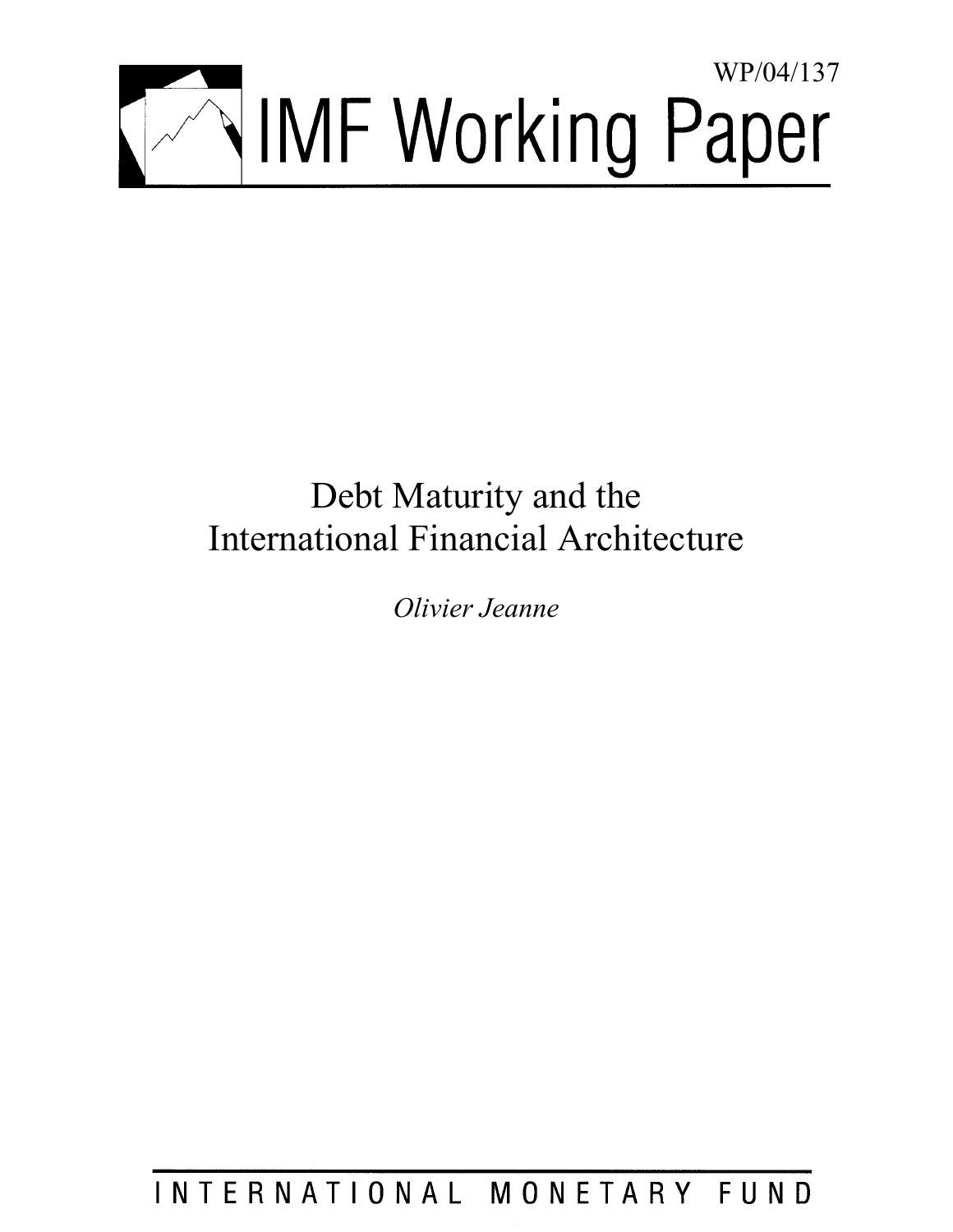WP/04/137

# IMF Working Paper

# Debt Maturity and the International Financial Architecture

*Olivier Jeanne*

INTERNATIONAL MONETARY FUND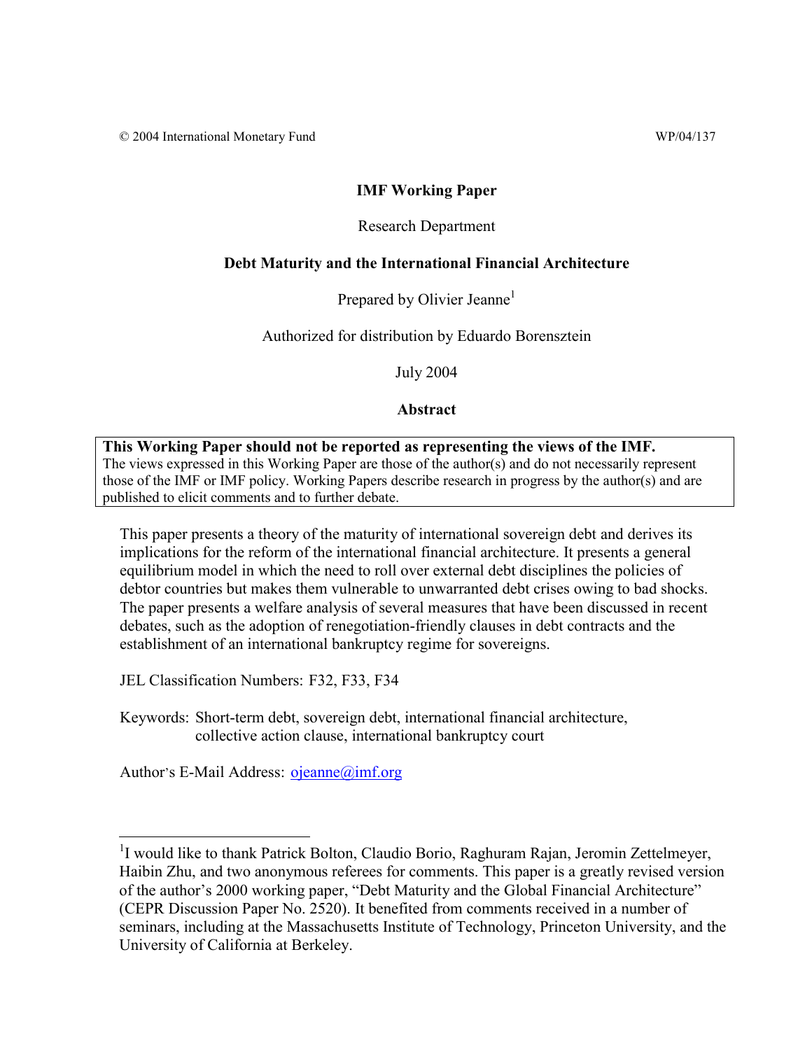© 2004 International Monetary Fund WP/04/137

**IMF Working Paper**

Research Department

**Debt Maturity and the International Financial Architecture**

Prepared by Olivier Jeanne[1]

Authorized for distribution by Eduardo Borensztein

July 2004

**Abstract**

**This Working Paper should not be reported as representing the views of the IMF.**
The views expressed in this Working Paper are those of the author(s) and do not necessarily represent those of the IMF or IMF policy. Working Papers describe research in progress by the author(s) and are published to elicit comments and to further debate.

This paper presents a theory of the maturity of international sovereign debt and derives its implications for the reform of the international financial architecture. It presents a general equilibrium model in which the need to roll over external debt disciplines the policies of debtor countries but makes them vulnerable to unwarranted debt crises owing to bad shocks. The paper presents a welfare analysis of several measures that have been discussed in recent debates, such as the adoption of renegotiation-friendly clauses in debt contracts and the establishment of an international bankruptcy regime for sovereigns.

JEL Classification Numbers: F32, F33, F34

Keywords: Short-term debt, sovereign debt, international financial architecture, collective action clause, international bankruptcy court

Author's E-Mail Address: ojeanne@imf.org

[1] I would like to thank Patrick Bolton, Claudio Borio, Raghuram Rajan, Jeromin Zettelmeyer, Haibin Zhu, and two anonymous referees for comments. This paper is a greatly revised version of the author's 2000 working paper, "Debt Maturity and the Global Financial Architecture" (CEPR Discussion Paper No. 2520). It benefited from comments received in a number of seminars, including at the Massachusetts Institute of Technology, Princeton University, and the University of California at Berkeley.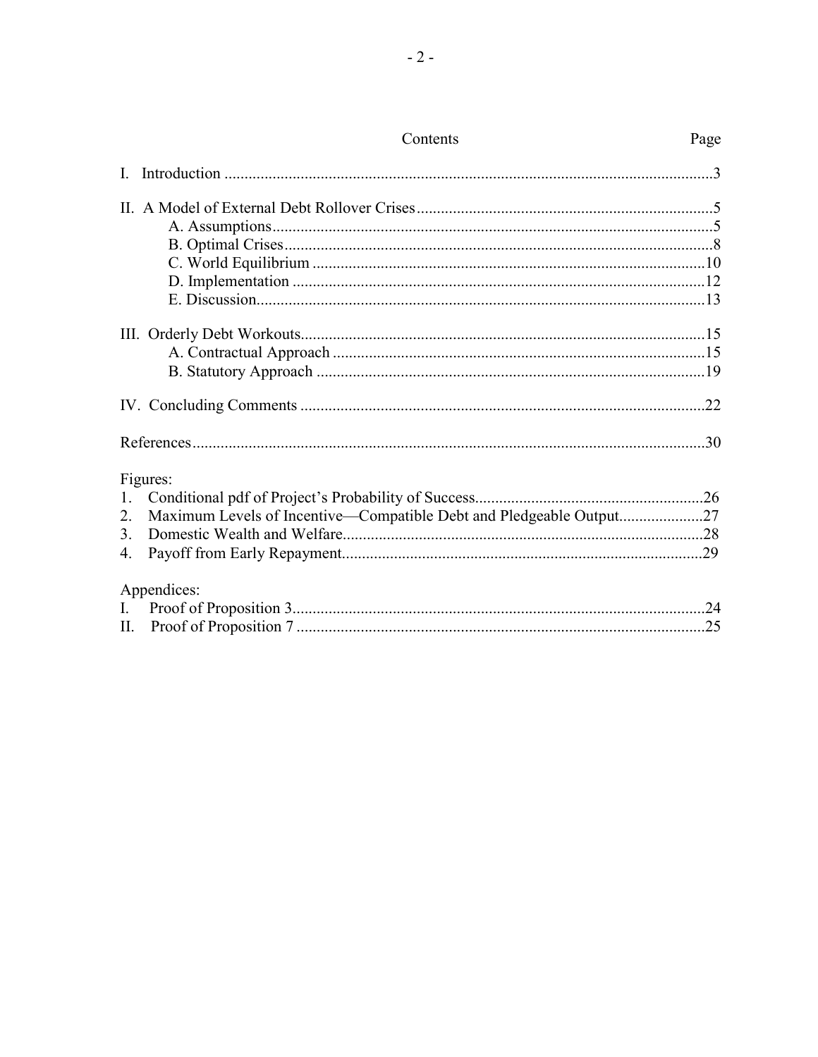## Contents

| | Page |
|---|---|
| I. Introduction | 3 |
| II. A Model of External Debt Rollover Crises | 5 |
| A. Assumptions | 5 |
| B. Optimal Crises | 8 |
| C. World Equilibrium | 10 |
| D. Implementation | 12 |
| E. Discussion | 13 |
| III. Orderly Debt Workouts | 15 |
| A. Contractual Approach | 15 |
| B. Statutory Approach | 19 |
| IV. Concluding Comments | 22 |
| References | 30 |

Figures:

| | Page |
|---|---|
| 1. Conditional pdf of Project's Probability of Success | 26 |
| 2. Maximum Levels of Incentive—Compatible Debt and Pledgeable Output | 27 |
| 3. Domestic Wealth and Welfare | 28 |
| 4. Payoff from Early Repayment | 29 |

Appendices:

| | Page |
|---|---|
| I. Proof of Proposition 3 | 24 |
| II. Proof of Proposition 7 | 25 |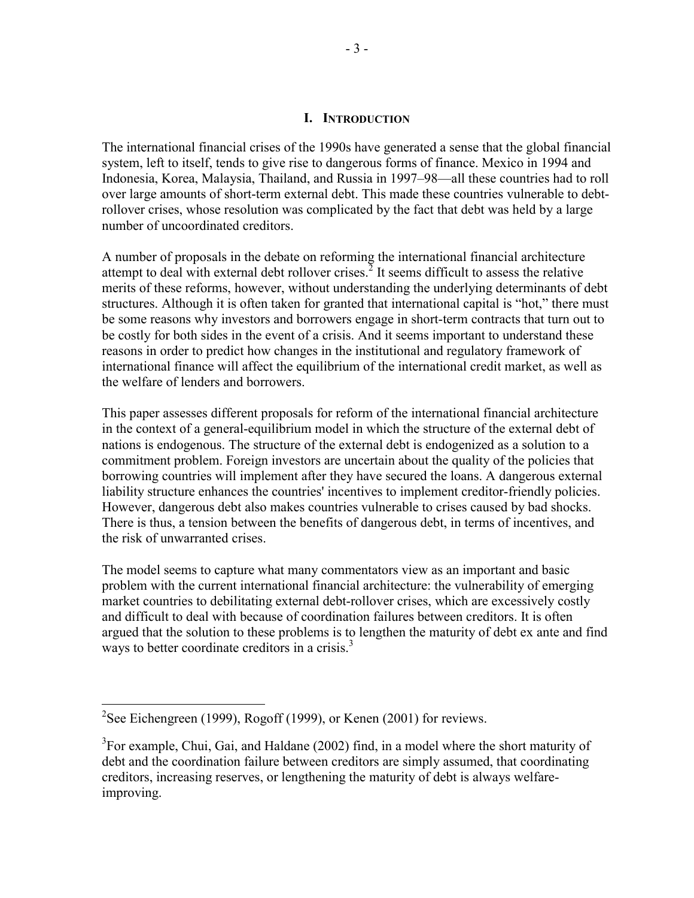# I. INTRODUCTION

The international financial crises of the 1990s have generated a sense that the global financial system, left to itself, tends to give rise to dangerous forms of finance. Mexico in 1994 and Indonesia, Korea, Malaysia, Thailand, and Russia in 1997–98—all these countries had to roll over large amounts of short-term external debt. This made these countries vulnerable to debt-rollover crises, whose resolution was complicated by the fact that debt was held by a large number of uncoordinated creditors.

A number of proposals in the debate on reforming the international financial architecture attempt to deal with external debt rollover crises.[2] It seems difficult to assess the relative merits of these reforms, however, without understanding the underlying determinants of debt structures. Although it is often taken for granted that international capital is "hot," there must be some reasons why investors and borrowers engage in short-term contracts that turn out to be costly for both sides in the event of a crisis. And it seems important to understand these reasons in order to predict how changes in the institutional and regulatory framework of international finance will affect the equilibrium of the international credit market, as well as the welfare of lenders and borrowers.

This paper assesses different proposals for reform of the international financial architecture in the context of a general-equilibrium model in which the structure of the external debt of nations is endogenous. The structure of the external debt is endogenized as a solution to a commitment problem. Foreign investors are uncertain about the quality of the policies that borrowing countries will implement after they have secured the loans. A dangerous external liability structure enhances the countries' incentives to implement creditor-friendly policies. However, dangerous debt also makes countries vulnerable to crises caused by bad shocks. There is thus, a tension between the benefits of dangerous debt, in terms of incentives, and the risk of unwarranted crises.

The model seems to capture what many commentators view as an important and basic problem with the current international financial architecture: the vulnerability of emerging market countries to debilitating external debt-rollover crises, which are excessively costly and difficult to deal with because of coordination failures between creditors. It is often argued that the solution to these problems is to lengthen the maturity of debt ex ante and find ways to better coordinate creditors in a crisis.[3]

---

[2]See Eichengreen (1999), Rogoff (1999), or Kenen (2001) for reviews.

[3]For example, Chui, Gai, and Haldane (2002) find, in a model where the short maturity of debt and the coordination failure between creditors are simply assumed, that coordinating creditors, increasing reserves, or lengthening the maturity of debt is always welfare-improving.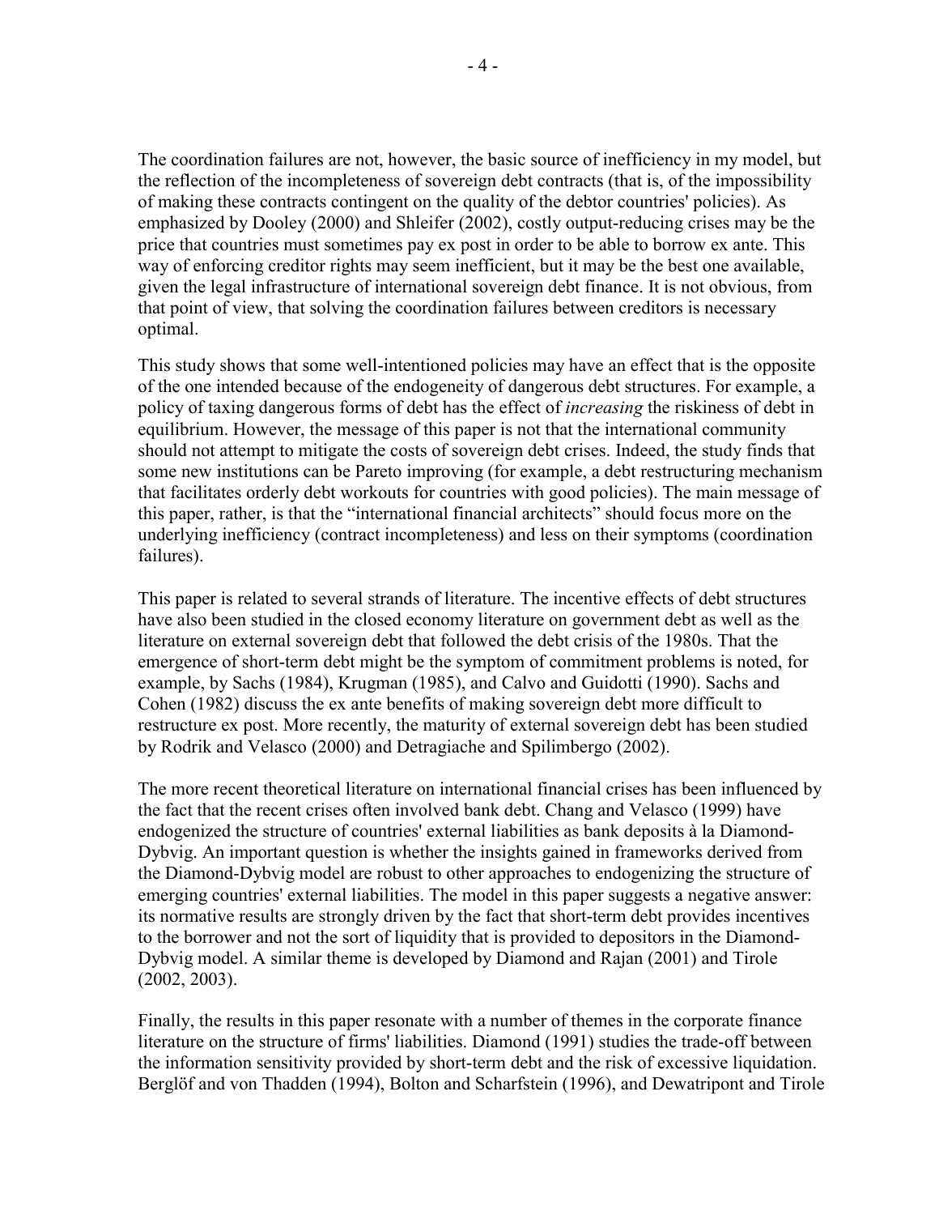The coordination failures are not, however, the basic source of inefficiency in my model, but the reflection of the incompleteness of sovereign debt contracts (that is, of the impossibility of making these contracts contingent on the quality of the debtor countries' policies). As emphasized by Dooley (2000) and Shleifer (2002), costly output-reducing crises may be the price that countries must sometimes pay ex post in order to be able to borrow ex ante. This way of enforcing creditor rights may seem inefficient, but it may be the best one available, given the legal infrastructure of international sovereign debt finance. It is not obvious, from that point of view, that solving the coordination failures between creditors is necessary optimal.

This study shows that some well-intentioned policies may have an effect that is the opposite of the one intended because of the endogeneity of dangerous debt structures. For example, a policy of taxing dangerous forms of debt has the effect of *increasing* the riskiness of debt in equilibrium. However, the message of this paper is not that the international community should not attempt to mitigate the costs of sovereign debt crises. Indeed, the study finds that some new institutions can be Pareto improving (for example, a debt restructuring mechanism that facilitates orderly debt workouts for countries with good policies). The main message of this paper, rather, is that the "international financial architects" should focus more on the underlying inefficiency (contract incompleteness) and less on their symptoms (coordination failures).

This paper is related to several strands of literature. The incentive effects of debt structures have also been studied in the closed economy literature on government debt as well as the literature on external sovereign debt that followed the debt crisis of the 1980s. That the emergence of short-term debt might be the symptom of commitment problems is noted, for example, by Sachs (1984), Krugman (1985), and Calvo and Guidotti (1990). Sachs and Cohen (1982) discuss the ex ante benefits of making sovereign debt more difficult to restructure ex post. More recently, the maturity of external sovereign debt has been studied by Rodrik and Velasco (2000) and Detragiache and Spilimbergo (2002).

The more recent theoretical literature on international financial crises has been influenced by the fact that the recent crises often involved bank debt. Chang and Velasco (1999) have endogenized the structure of countries' external liabilities as bank deposits à la Diamond-Dybvig. An important question is whether the insights gained in frameworks derived from the Diamond-Dybvig model are robust to other approaches to endogenizing the structure of emerging countries' external liabilities. The model in this paper suggests a negative answer: its normative results are strongly driven by the fact that short-term debt provides incentives to the borrower and not the sort of liquidity that is provided to depositors in the Diamond-Dybvig model. A similar theme is developed by Diamond and Rajan (2001) and Tirole (2002, 2003).

Finally, the results in this paper resonate with a number of themes in the corporate finance literature on the structure of firms' liabilities. Diamond (1991) studies the trade-off between the information sensitivity provided by short-term debt and the risk of excessive liquidation. Berglöf and von Thadden (1994), Bolton and Scharfstein (1996), and Dewatripont and Tirole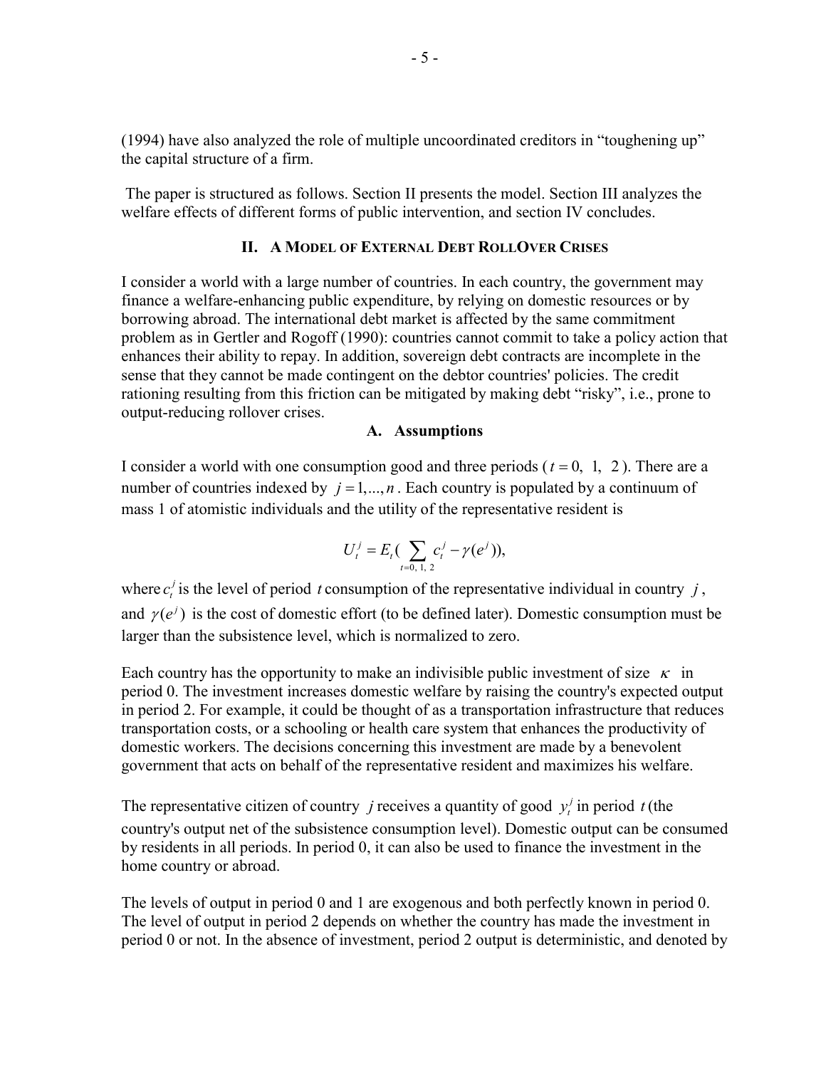(1994) have also analyzed the role of multiple uncoordinated creditors in "toughening up" the capital structure of a firm.

The paper is structured as follows. Section II presents the model. Section III analyzes the welfare effects of different forms of public intervention, and section IV concludes.

## II. A Model of External Debt RollOver Crises

I consider a world with a large number of countries. In each country, the government may finance a welfare-enhancing public expenditure, by relying on domestic resources or by borrowing abroad. The international debt market is affected by the same commitment problem as in Gertler and Rogoff (1990): countries cannot commit to take a policy action that enhances their ability to repay. In addition, sovereign debt contracts are incomplete in the sense that they cannot be made contingent on the debtor countries' policies. The credit rationing resulting from this friction can be mitigated by making debt "risky", i.e., prone to output-reducing rollover crises.

### A. Assumptions

I consider a world with one consumption good and three periods ($t = 0, 1, 2$). There are a number of countries indexed by $j = 1, ..., n$. Each country is populated by a continuum of mass 1 of atomistic individuals and the utility of the representative resident is

$$U_t^j = E_t\left(\sum_{t=0,\,1,\,2} c_t^j - \gamma(e^j)\right),$$

where $c_t^j$ is the level of period $t$ consumption of the representative individual in country $j$, and $\gamma(e^j)$ is the cost of domestic effort (to be defined later). Domestic consumption must be larger than the subsistence level, which is normalized to zero.

Each country has the opportunity to make an indivisible public investment of size $\kappa$ in period 0. The investment increases domestic welfare by raising the country's expected output in period 2. For example, it could be thought of as a transportation infrastructure that reduces transportation costs, or a schooling or health care system that enhances the productivity of domestic workers. The decisions concerning this investment are made by a benevolent government that acts on behalf of the representative resident and maximizes his welfare.

The representative citizen of country $j$ receives a quantity of good $y_t^j$ in period $t$ (the country's output net of the subsistence consumption level). Domestic output can be consumed by residents in all periods. In period 0, it can also be used to finance the investment in the home country or abroad.

The levels of output in period 0 and 1 are exogenous and both perfectly known in period 0. The level of output in period 2 depends on whether the country has made the investment in period 0 or not. In the absence of investment, period 2 output is deterministic, and denoted by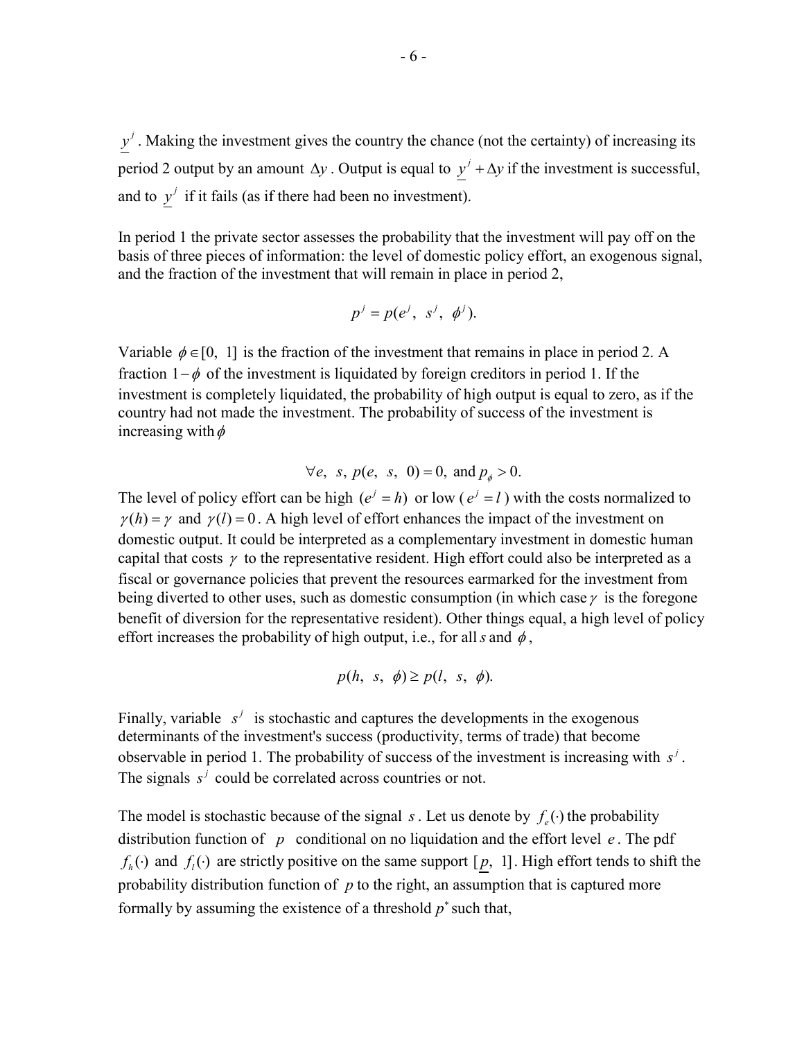$\underline{y}^j$. Making the investment gives the country the chance (not the certainty) of increasing its period 2 output by an amount $\Delta y$. Output is equal to $\underline{y}^j + \Delta y$ if the investment is successful, and to $\underline{y}^j$ if it fails (as if there had been no investment).

In period 1 the private sector assesses the probability that the investment will pay off on the basis of three pieces of information: the level of domestic policy effort, an exogenous signal, and the fraction of the investment that will remain in place in period 2,

$$p^j = p(e^j,\ s^j,\ \phi^j).$$

Variable $\phi \in [0,\ 1]$ is the fraction of the investment that remains in place in period 2. A fraction $1-\phi$ of the investment is liquidated by foreign creditors in period 1. If the investment is completely liquidated, the probability of high output is equal to zero, as if the country had not made the investment. The probability of success of the investment is increasing with $\phi$

$$\forall e,\ s,\ p(e,\ s,\ 0) = 0, \text{ and } p_\phi > 0.$$

The level of policy effort can be high $(e^j = h)$ or low $(e^j = l)$ with the costs normalized to $\gamma(h) = \gamma$ and $\gamma(l) = 0$. A high level of effort enhances the impact of the investment on domestic output. It could be interpreted as a complementary investment in domestic human capital that costs $\gamma$ to the representative resident. High effort could also be interpreted as a fiscal or governance policies that prevent the resources earmarked for the investment from being diverted to other uses, such as domestic consumption (in which case $\gamma$ is the foregone benefit of diversion for the representative resident). Other things equal, a high level of policy effort increases the probability of high output, i.e., for all $s$ and $\phi$,

$$p(h,\ s,\ \phi) \geq p(l,\ s,\ \phi).$$

Finally, variable $s^j$ is stochastic and captures the developments in the exogenous determinants of the investment's success (productivity, terms of trade) that become observable in period 1. The probability of success of the investment is increasing with $s^j$. The signals $s^j$ could be correlated across countries or not.

The model is stochastic because of the signal $s$. Let us denote by $f_e(\cdot)$ the probability distribution function of $p$ conditional on no liquidation and the effort level $e$. The pdf $f_h(\cdot)$ and $f_l(\cdot)$ are strictly positive on the same support $[\underline{p},\ 1]$. High effort tends to shift the probability distribution function of $p$ to the right, an assumption that is captured more formally by assuming the existence of a threshold $p^*$ such that,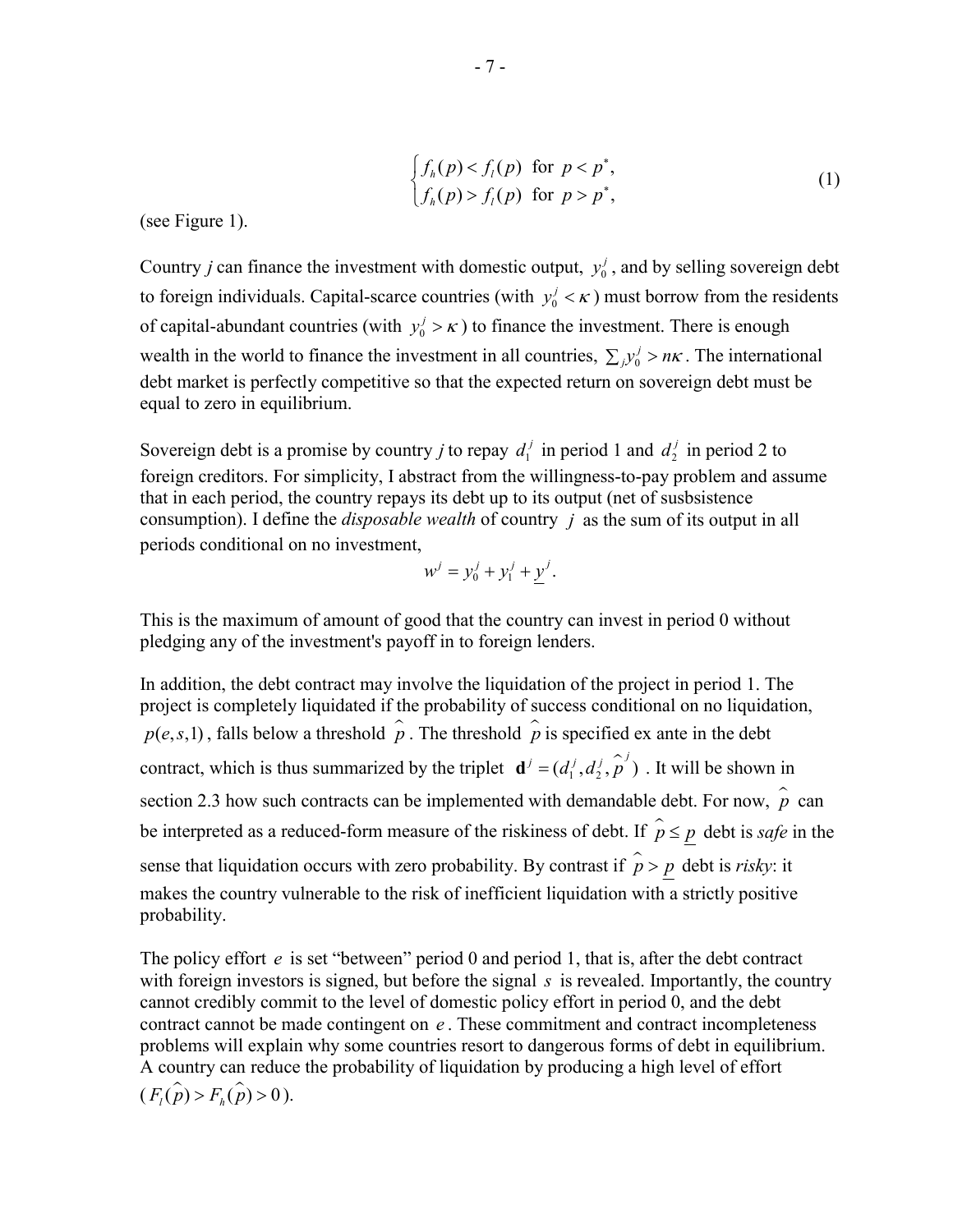$$
\begin{cases} f_h(p) < f_l(p) \text{ for } p < p^*, \\ f_h(p) > f_l(p) \text{ for } p > p^*, \end{cases} \tag{1}
$$

(see Figure 1).

Country *j* can finance the investment with domestic output, $y_0^j$, and by selling sovereign debt to foreign individuals. Capital-scarce countries (with $y_0^j < \kappa$) must borrow from the residents of capital-abundant countries (with $y_0^j > \kappa$) to finance the investment. There is enough wealth in the world to finance the investment in all countries, $\sum_j y_0^j > n\kappa$. The international debt market is perfectly competitive so that the expected return on sovereign debt must be equal to zero in equilibrium.

Sovereign debt is a promise by country *j* to repay $d_1^j$ in period 1 and $d_2^j$ in period 2 to foreign creditors. For simplicity, I abstract from the willingness-to-pay problem and assume that in each period, the country repays its debt up to its output (net of susbsistence consumption). I define the *disposable wealth* of country $j$ as the sum of its output in all periods conditional on no investment,

$$
w^j = y_0^j + y_1^j + \underline{y}^j.
$$

This is the maximum of amount of good that the country can invest in period 0 without pledging any of the investment's payoff in to foreign lenders.

In addition, the debt contract may involve the liquidation of the project in period 1. The project is completely liquidated if the probability of success conditional on no liquidation, $p(e,s,1)$, falls below a threshold $\hat{p}$. The threshold $\hat{p}$ is specified ex ante in the debt contract, which is thus summarized by the triplet $\mathbf{d}^j = (d_1^j, d_2^j, \hat{p}^j)$ . It will be shown in section 2.3 how such contracts can be implemented with demandable debt. For now, $\hat{p}$ can be interpreted as a reduced-form measure of the riskiness of debt. If $\hat{p} \leq \underline{p}$ debt is *safe* in the sense that liquidation occurs with zero probability. By contrast if $\hat{p} > \underline{p}$ debt is *risky*: it makes the country vulnerable to the risk of inefficient liquidation with a strictly positive probability.

The policy effort $e$ is set "between" period 0 and period 1, that is, after the debt contract with foreign investors is signed, but before the signal $s$ is revealed. Importantly, the country cannot credibly commit to the level of domestic policy effort in period 0, and the debt contract cannot be made contingent on $e$. These commitment and contract incompleteness problems will explain why some countries resort to dangerous forms of debt in equilibrium. A country can reduce the probability of liquidation by producing a high level of effort ($F_l(\hat{p}) > F_h(\hat{p}) > 0$).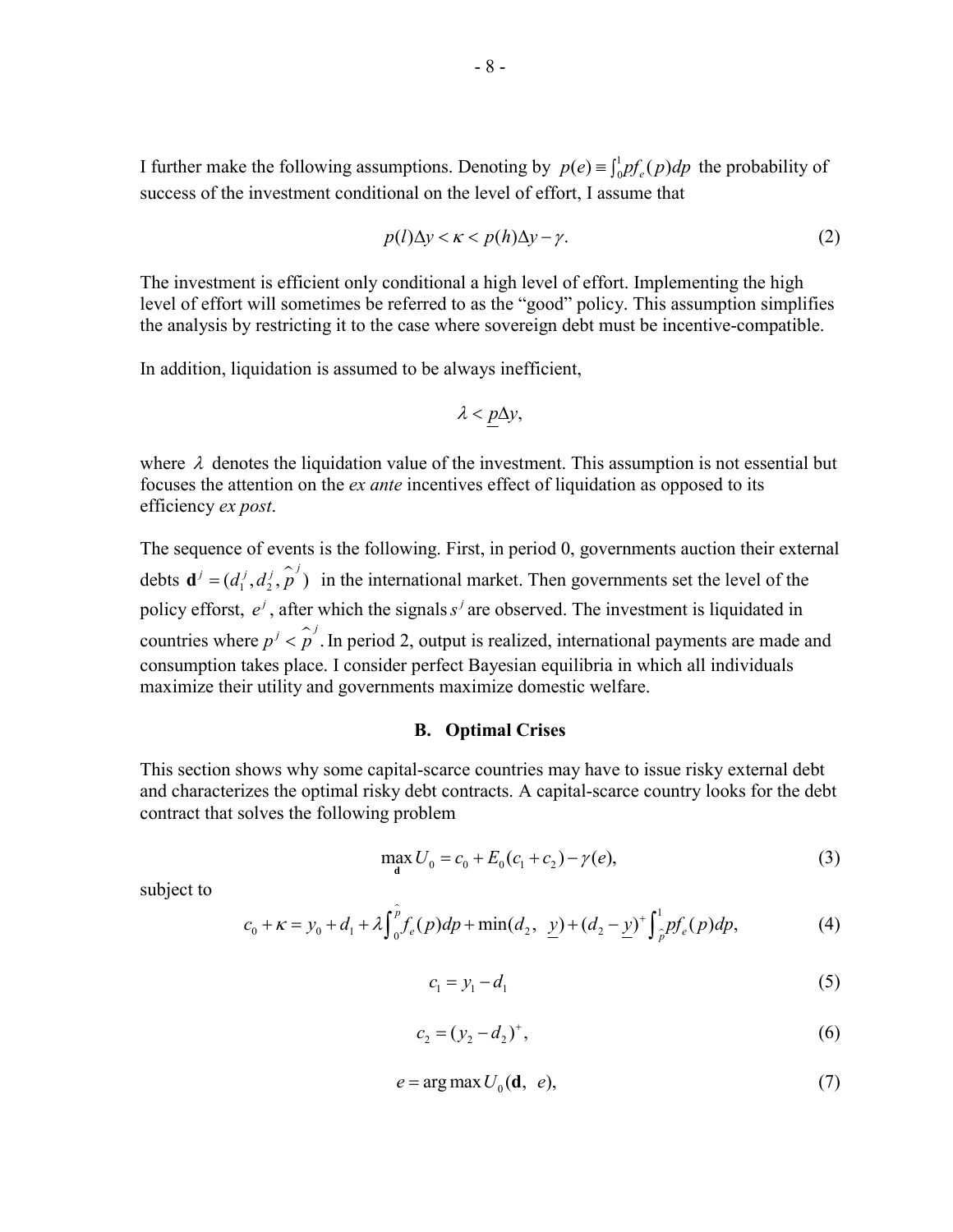I further make the following assumptions. Denoting by $p(e) \equiv \int_0^1 pf_e(p)dp$ the probability of success of the investment conditional on the level of effort, I assume that

$$p(l)\Delta y < \kappa < p(h)\Delta y - \gamma. \tag{2}$$

The investment is efficient only conditional a high level of effort. Implementing the high level of effort will sometimes be referred to as the "good" policy. This assumption simplifies the analysis by restricting it to the case where sovereign debt must be incentive-compatible.

In addition, liquidation is assumed to be always inefficient,

$$\lambda < \underline{p}\Delta y,$$

where $\lambda$ denotes the liquidation value of the investment. This assumption is not essential but focuses the attention on the *ex ante* incentives effect of liquidation as opposed to its efficiency *ex post*.

The sequence of events is the following. First, in period 0, governments auction their external debts $\mathbf{d}^j = (d_1^j, d_2^j, \hat{p}^j)$ in the international market. Then governments set the level of the policy effforst, $e^j$, after which the signals $s^j$ are observed. The investment is liquidated in countries where $p^j < \hat{p}^j$. In period 2, output is realized, international payments are made and consumption takes place. I consider perfect Bayesian equilibria in which all individuals maximize their utility and governments maximize domestic welfare.

### B. Optimal Crises

This section shows why some capital-scarce countries may have to issue risky external debt and characterizes the optimal risky debt contracts. A capital-scarce country looks for the debt contract that solves the following problem

$$\max_{\mathbf{d}} U_0 = c_0 + E_0(c_1 + c_2) - \gamma(e), \tag{3}$$

subject to

$$c_0 + \kappa = y_0 + d_1 + \lambda \int_0^{\hat{p}} f_e(p)dp + \min(d_2,\ \underline{y}) + (d_2 - \underline{y})^+ \int_{\hat{p}}^1 pf_e(p)dp, \tag{4}$$

$$c_1 = y_1 - d_1 \tag{5}$$

$$c_2 = (y_2 - d_2)^+, \tag{6}$$

$$e = \arg\max U_0(\mathbf{d},\ e), \tag{7}$$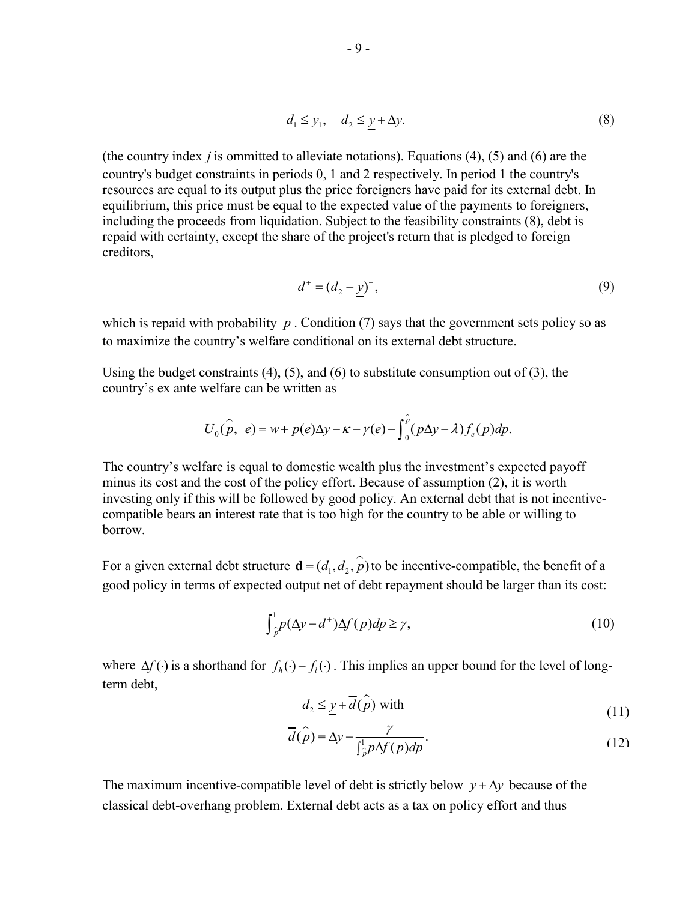$$d_1 \leq y_1, \quad d_2 \leq \underline{y} + \Delta y. \tag{8}$$

(the country index *j* is ommitted to alleviate notations). Equations (4), (5) and (6) are the country's budget constraints in periods 0, 1 and 2 respectively. In period 1 the country's resources are equal to its output plus the price foreigners have paid for its external debt. In equilibrium, this price must be equal to the expected value of the payments to foreigners, including the proceeds from liquidation. Subject to the feasibility constraints (8), debt is repaid with certainty, except the share of the project's return that is pledged to foreign creditors,

$$d^+ = (d_2 - \underline{y})^+, \tag{9}$$

which is repaid with probability $p$. Condition (7) says that the government sets policy so as to maximize the country's welfare conditional on its external debt structure.

Using the budget constraints (4), (5), and (6) to substitute consumption out of (3), the country's ex ante welfare can be written as

$$U_0(\hat{p},\ e) = w + p(e)\Delta y - \kappa - \gamma(e) - \int_0^{\hat{p}} (p\Delta y - \lambda) f_e(p) dp.$$

The country's welfare is equal to domestic wealth plus the investment's expected payoff minus its cost and the cost of the policy effort. Because of assumption (2), it is worth investing only if this will be followed by good policy. An external debt that is not incentive-compatible bears an interest rate that is too high for the country to be able or willing to borrow.

For a given external debt structure $\mathbf{d} = (d_1, d_2, \hat{p})$ to be incentive-compatible, the benefit of a good policy in terms of expected output net of debt repayment should be larger than its cost:

$$\int_{\hat{p}}^1 p(\Delta y - d^+) \Delta f(p) dp \geq \gamma, \tag{10}$$

where $\Delta f(\cdot)$ is a shorthand for $f_h(\cdot) - f_l(\cdot)$. This implies an upper bound for the level of long-term debt,

$$d_2 \leq \underline{y} + \overline{d}(\hat{p}) \text{ with} \tag{11}$$

$$\overline{d}(\hat{p}) \equiv \Delta y - \frac{\gamma}{\int_{\hat{p}}^1 p \Delta f(p) dp}. \tag{12}$$

The maximum incentive-compatible level of debt is strictly below $\underline{y} + \Delta y$ because of the classical debt-overhang problem. External debt acts as a tax on policy effort and thus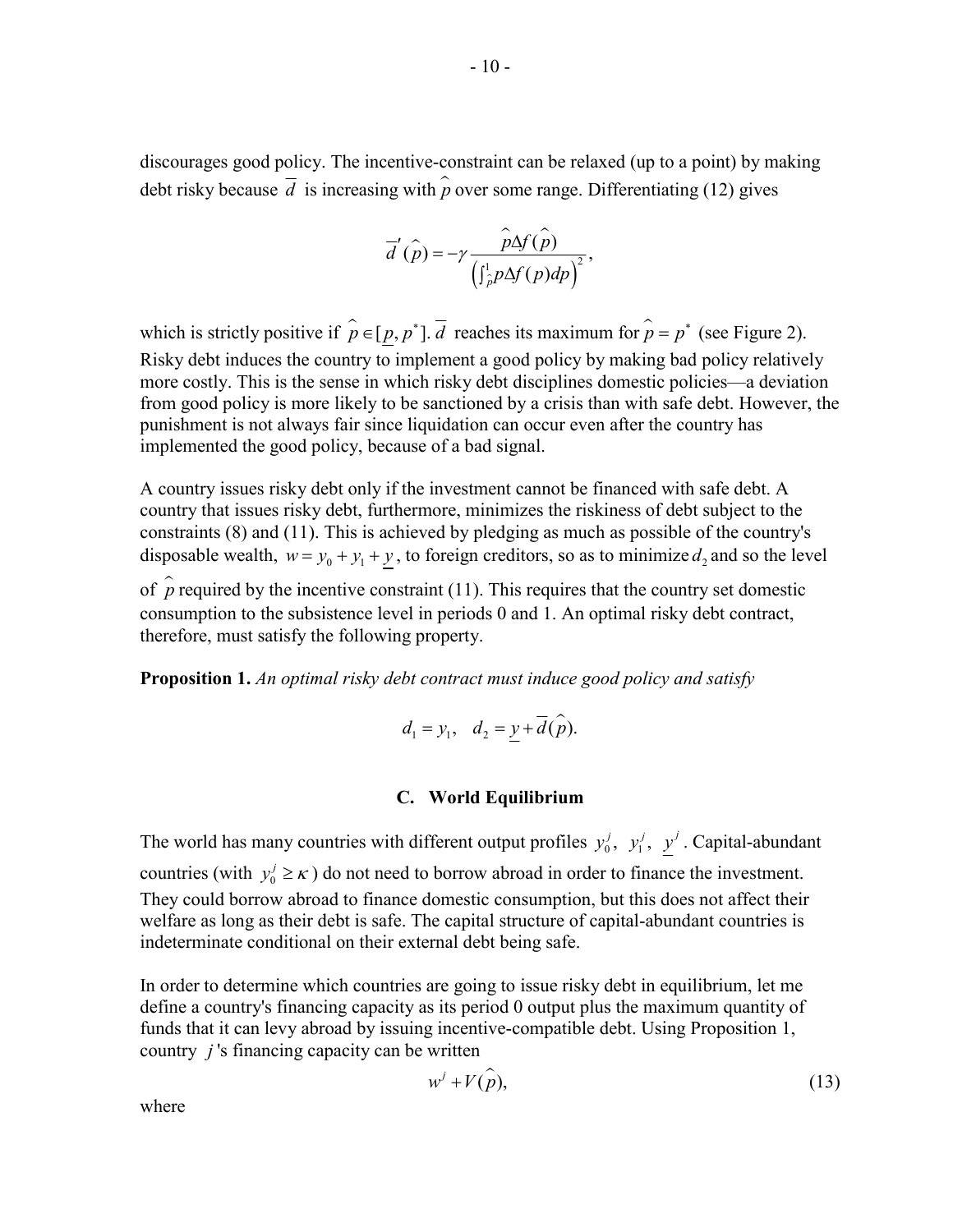discourages good policy. The incentive-constraint can be relaxed (up to a point) by making debt risky because $\overline{d}$ is increasing with $\hat{p}$ over some range. Differentiating (12) gives

$$\overline{d}'(\hat{p}) = -\gamma \frac{\hat{p}\Delta f(\hat{p})}{\left(\int_{\hat{p}}^{1} p\Delta f(p)dp\right)^{2}},$$

which is strictly positive if $\hat{p} \in [\underline{p}, p^{*}]$. $\overline{d}$ reaches its maximum for $\hat{p} = p^{*}$ (see Figure 2). Risky debt induces the country to implement a good policy by making bad policy relatively more costly. This is the sense in which risky debt disciplines domestic policies—a deviation from good policy is more likely to be sanctioned by a crisis than with safe debt. However, the punishment is not always fair since liquidation can occur even after the country has implemented the good policy, because of a bad signal.

A country issues risky debt only if the investment cannot be financed with safe debt. A country that issues risky debt, furthermore, minimizes the riskiness of debt subject to the constraints (8) and (11). This is achieved by pledging as much as possible of the country's disposable wealth, $w = y_0 + y_1 + \underline{y}$, to foreign creditors, so as to minimize $d_2$ and so the level of $\hat{p}$ required by the incentive constraint (11). This requires that the country set domestic consumption to the subsistence level in periods 0 and 1. An optimal risky debt contract, therefore, must satisfy the following property.

**Proposition 1.** *An optimal risky debt contract must induce good policy and satisfy*

$$d_1 = y_1, \quad d_2 = \underline{y} + \overline{d}(\hat{p}).$$

### C. World Equilibrium

The world has many countries with different output profiles $y_0^j$, $y_1^j$, $\underline{y}^j$. Capital-abundant countries (with $y_0^j \geq \kappa$) do not need to borrow abroad in order to finance the investment. They could borrow abroad to finance domestic consumption, but this does not affect their welfare as long as their debt is safe. The capital structure of capital-abundant countries is indeterminate conditional on their external debt being safe.

In order to determine which countries are going to issue risky debt in equilibrium, let me define a country's financing capacity as its period 0 output plus the maximum quantity of funds that it can levy abroad by issuing incentive-compatible debt. Using Proposition 1, country $j$'s financing capacity can be written

$$w^{j} + V(\hat{p}), \tag{13}$$

where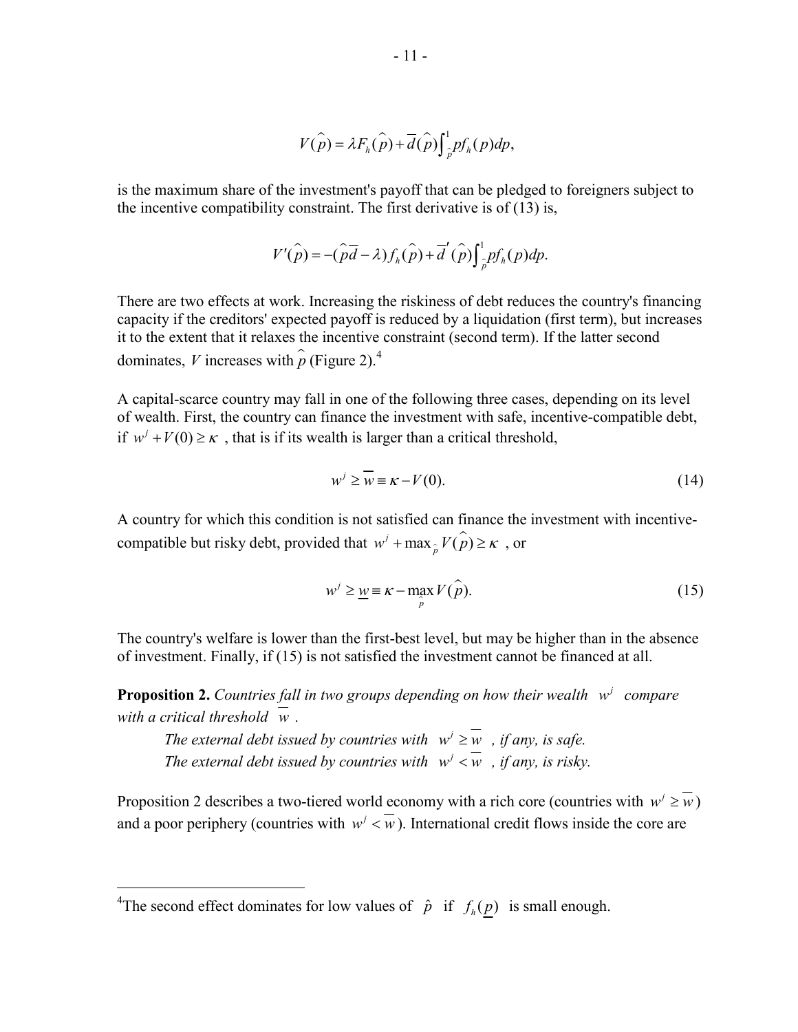$$V(\hat{p}) = \lambda F_h(\hat{p}) + \overline{d}(\hat{p}) \int_{\hat{p}}^{1} p f_h(p) dp,$$

is the maximum share of the investment's payoff that can be pledged to foreigners subject to the incentive compatibility constraint. The first derivative is of (13) is,

$$V'(\hat{p}) = -(\hat{p}\overline{d} - \lambda) f_h(\hat{p}) + \overline{d}'(\hat{p}) \int_{\hat{p}}^{1} p f_h(p) dp.$$

There are two effects at work. Increasing the riskiness of debt reduces the country's financing capacity if the creditors' expected payoff is reduced by a liquidation (first term), but increases it to the extent that it relaxes the incentive constraint (second term). If the latter second dominates, $V$ increases with $\hat{p}$ (Figure 2).[4]

A capital-scarce country may fall in one of the following three cases, depending on its level of wealth. First, the country can finance the investment with safe, incentive-compatible debt, if $w^j + V(0) \geq \kappa$, that is if its wealth is larger than a critical threshold,

$$w^j \geq \overline{w} \equiv \kappa - V(0). \tag{14}$$

A country for which this condition is not satisfied can finance the investment with incentive-compatible but risky debt, provided that $w^j + \max_{\hat{p}} V(\hat{p}) \geq \kappa$, or

$$w^j \geq \underline{w} \equiv \kappa - \max_{\hat{p}} V(\hat{p}). \tag{15}$$

The country's welfare is lower than the first-best level, but may be higher than in the absence of investment. Finally, if (15) is not satisfied the investment cannot be financed at all.

**Proposition 2.** *Countries fall in two groups depending on how their wealth $w^j$ compare with a critical threshold $\overline{w}$.*

*The external debt issued by countries with $w^j \geq \overline{w}$, if any, is safe.*

*The external debt issued by countries with $w^j < \overline{w}$, if any, is risky.*

Proposition 2 describes a two-tiered world economy with a rich core (countries with $w^j \geq \overline{w}$) and a poor periphery (countries with $w^j < \overline{w}$). International credit flows inside the core are

[4] The second effect dominates for low values of $\hat{p}$ if $f_h(\underline{p})$ is small enough.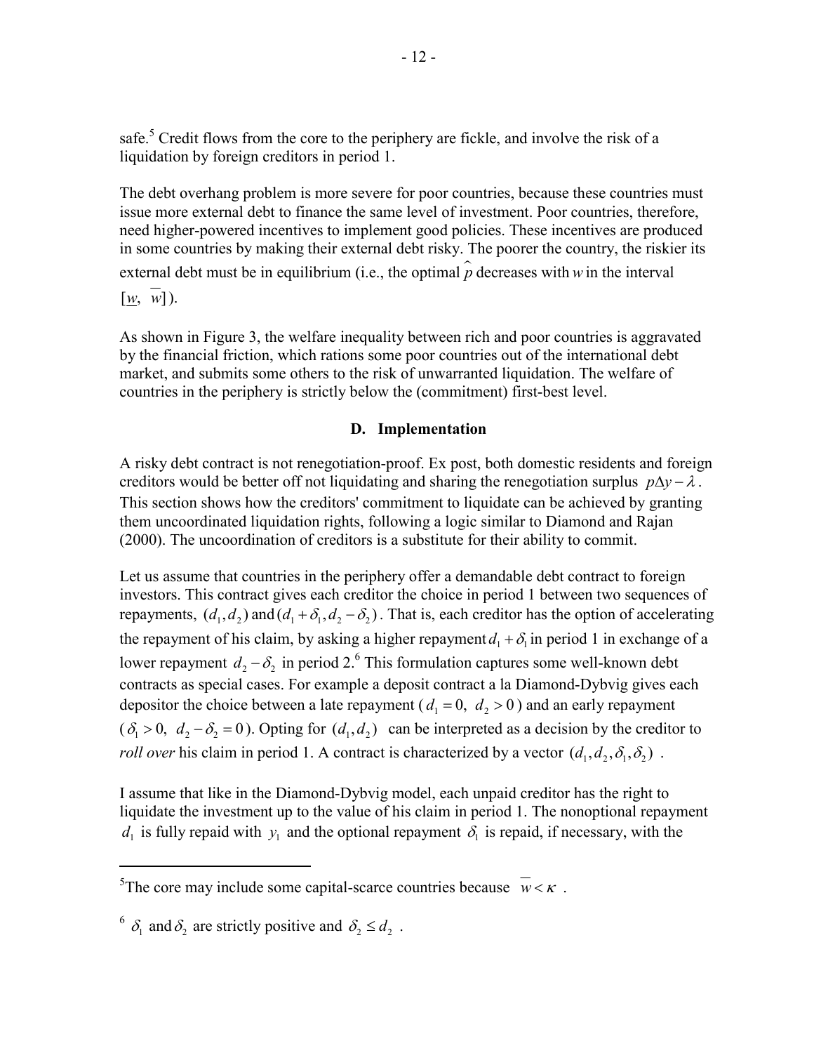safe.[5] Credit flows from the core to the periphery are fickle, and involve the risk of a liquidation by foreign creditors in period 1.

The debt overhang problem is more severe for poor countries, because these countries must issue more external debt to finance the same level of investment. Poor countries, therefore, need higher-powered incentives to implement good policies. These incentives are produced in some countries by making their external debt risky. The poorer the country, the riskier its external debt must be in equilibrium (i.e., the optimal $\hat{p}$ decreases with $w$ in the interval $[\underline{w}, \overline{w}]$).

As shown in Figure 3, the welfare inequality between rich and poor countries is aggravated by the financial friction, which rations some poor countries out of the international debt market, and submits some others to the risk of unwarranted liquidation. The welfare of countries in the periphery is strictly below the (commitment) first-best level.

### D. Implementation

A risky debt contract is not renegotiation-proof. Ex post, both domestic residents and foreign creditors would be better off not liquidating and sharing the renegotiation surplus $p\Delta y - \lambda$. This section shows how the creditors' commitment to liquidate can be achieved by granting them uncoordinated liquidation rights, following a logic similar to Diamond and Rajan (2000). The uncoordination of creditors is a substitute for their ability to commit.

Let us assume that countries in the periphery offer a demandable debt contract to foreign investors. This contract gives each creditor the choice in period 1 between two sequences of repayments, $(d_1, d_2)$ and $(d_1 + \delta_1, d_2 - \delta_2)$. That is, each creditor has the option of accelerating the repayment of his claim, by asking a higher repayment $d_1 + \delta_1$ in period 1 in exchange of a lower repayment $d_2 - \delta_2$ in period 2.[6] This formulation captures some well-known debt contracts as special cases. For example a deposit contract a la Diamond-Dybvig gives each depositor the choice between a late repayment ($d_1 = 0,\ d_2 > 0$) and an early repayment ($\delta_1 > 0,\ d_2 - \delta_2 = 0$). Opting for $(d_1, d_2)$ can be interpreted as a decision by the creditor to *roll over* his claim in period 1. A contract is characterized by a vector $(d_1, d_2, \delta_1, \delta_2)$.

I assume that like in the Diamond-Dybvig model, each unpaid creditor has the right to liquidate the investment up to the value of his claim in period 1. The nonoptional repayment $d_1$ is fully repaid with $y_1$ and the optional repayment $\delta_1$ is repaid, if necessary, with the

---

[5] The core may include some capital-scarce countries because $\overline{w} < \kappa$.

[6] $\delta_1$ and $\delta_2$ are strictly positive and $\delta_2 \leq d_2$.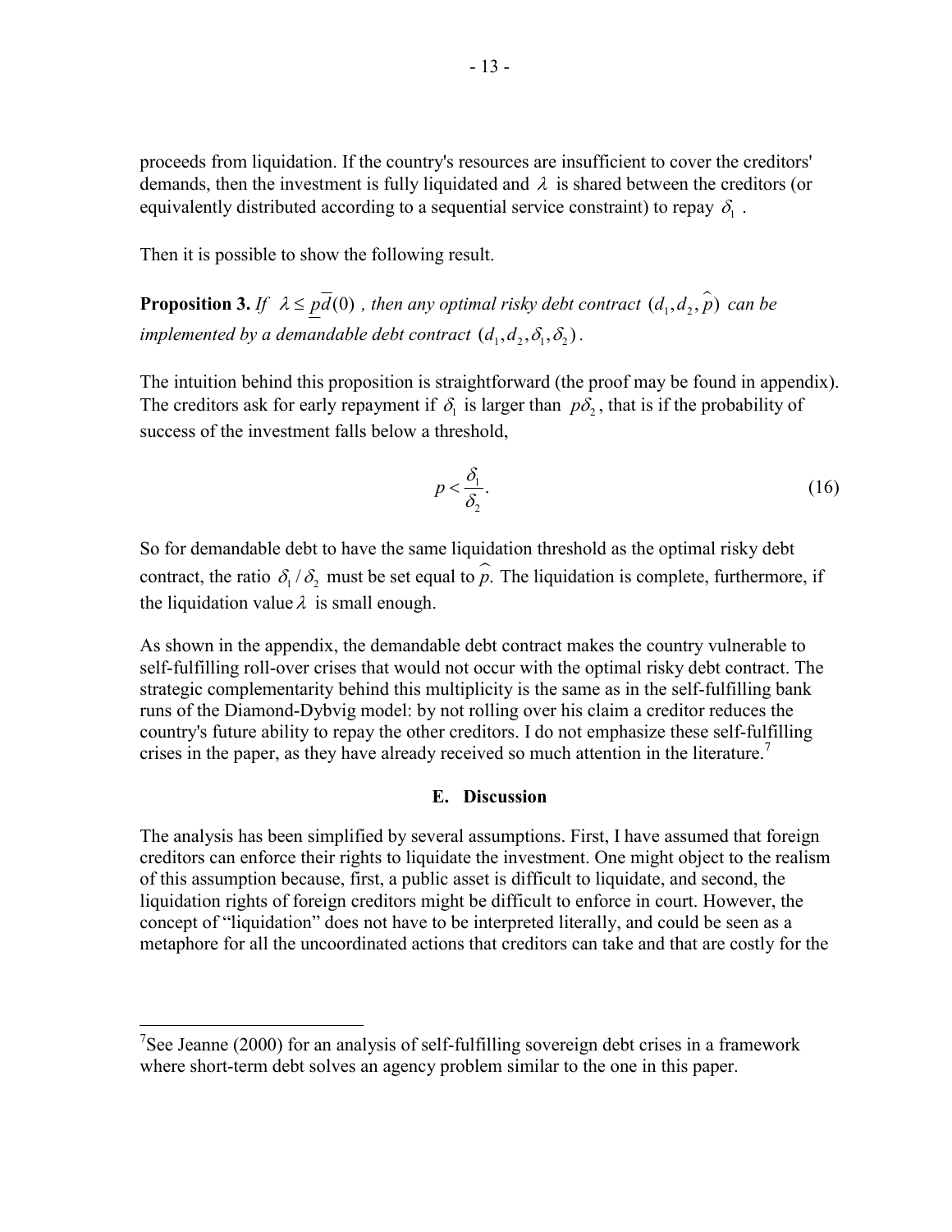proceeds from liquidation. If the country's resources are insufficient to cover the creditors' demands, then the investment is fully liquidated and $\lambda$ is shared between the creditors (or equivalently distributed according to a sequential service constraint) to repay $\delta_1$ .

Then it is possible to show the following result.

**Proposition 3.** *If* $\lambda \leq \underline{p}\overline{d}(0)$ *, then any optimal risky debt contract* $(d_1, d_2, \widehat{p})$ *can be implemented by a demandable debt contract* $(d_1, d_2, \delta_1, \delta_2)$.

The intuition behind this proposition is straightforward (the proof may be found in appendix). The creditors ask for early repayment if $\delta_1$ is larger than $p\delta_2$, that is if the probability of success of the investment falls below a threshold,

$$p < \frac{\delta_1}{\delta_2}. \tag{16}$$

So for demandable debt to have the same liquidation threshold as the optimal risky debt contract, the ratio $\delta_1 / \delta_2$ must be set equal to $\widehat{p}$. The liquidation is complete, furthermore, if the liquidation value $\lambda$ is small enough.

As shown in the appendix, the demandable debt contract makes the country vulnerable to self-fulfilling roll-over crises that would not occur with the optimal risky debt contract. The strategic complementarity behind this multiplicity is the same as in the self-fulfilling bank runs of the Diamond-Dybvig model: by not rolling over his claim a creditor reduces the country's future ability to repay the other creditors. I do not emphasize these self-fulfilling crises in the paper, as they have already received so much attention in the literature.[7]

## E. Discussion

The analysis has been simplified by several assumptions. First, I have assumed that foreign creditors can enforce their rights to liquidate the investment. One might object to the realism of this assumption because, first, a public asset is difficult to liquidate, and second, the liquidation rights of foreign creditors might be difficult to enforce in court. However, the concept of "liquidation" does not have to be interpreted literally, and could be seen as a metaphore for all the uncoordinated actions that creditors can take and that are costly for the

[7]See Jeanne (2000) for an analysis of self-fulfilling sovereign debt crises in a framework where short-term debt solves an agency problem similar to the one in this paper.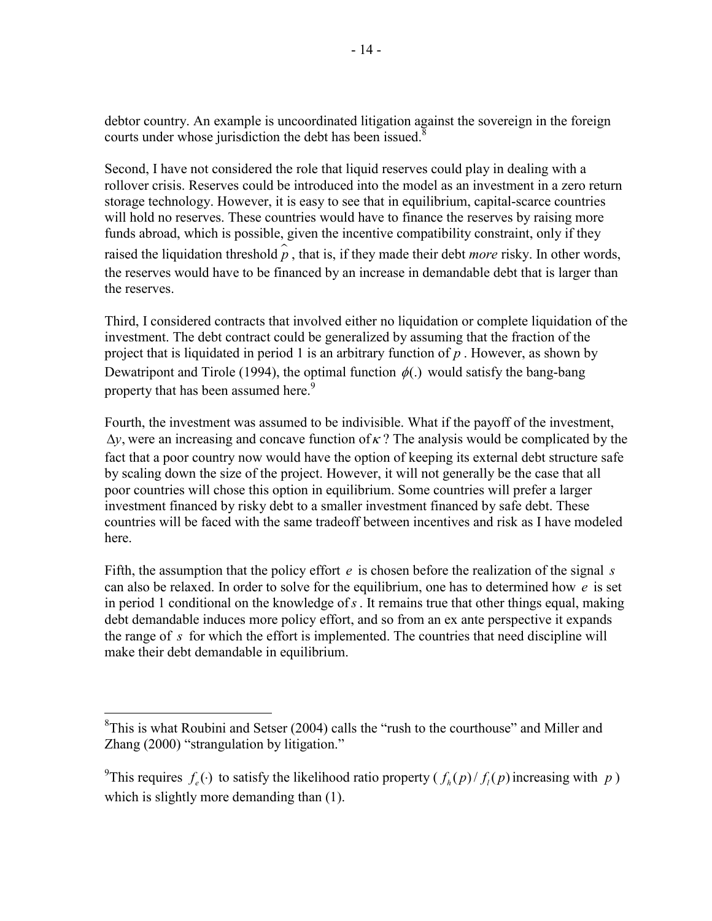debtor country. An example is uncoordinated litigation against the sovereign in the foreign courts under whose jurisdiction the debt has been issued.[8]

Second, I have not considered the role that liquid reserves could play in dealing with a rollover crisis. Reserves could be introduced into the model as an investment in a zero return storage technology. However, it is easy to see that in equilibrium, capital-scarce countries will hold no reserves. These countries would have to finance the reserves by raising more funds abroad, which is possible, given the incentive compatibility constraint, only if they raised the liquidation threshold $\hat{p}$, that is, if they made their debt *more* risky. In other words, the reserves would have to be financed by an increase in demandable debt that is larger than the reserves.

Third, I considered contracts that involved either no liquidation or complete liquidation of the investment. The debt contract could be generalized by assuming that the fraction of the project that is liquidated in period 1 is an arbitrary function of $p$. However, as shown by Dewatripont and Tirole (1994), the optimal function $\phi(.)$ would satisfy the bang-bang property that has been assumed here.[9]

Fourth, the investment was assumed to be indivisible. What if the payoff of the investment, $\Delta y$, were an increasing and concave function of $\kappa$? The analysis would be complicated by the fact that a poor country now would have the option of keeping its external debt structure safe by scaling down the size of the project. However, it will not generally be the case that all poor countries will chose this option in equilibrium. Some countries will prefer a larger investment financed by risky debt to a smaller investment financed by safe debt. These countries will be faced with the same tradeoff between incentives and risk as I have modeled here.

Fifth, the assumption that the policy effort $e$ is chosen before the realization of the signal $s$ can also be relaxed. In order to solve for the equilibrium, one has to determined how $e$ is set in period 1 conditional on the knowledge of $s$. It remains true that other things equal, making debt demandable induces more policy effort, and so from an ex ante perspective it expands the range of $s$ for which the effort is implemented. The countries that need discipline will make their debt demandable in equilibrium.

---

[8]This is what Roubini and Setser (2004) calls the "rush to the courthouse" and Miller and Zhang (2000) "strangulation by litigation."

[9]This requires $f_e(\cdot)$ to satisfy the likelihood ratio property ($f_h(p)/f_l(p)$ increasing with $p$) which is slightly more demanding than (1).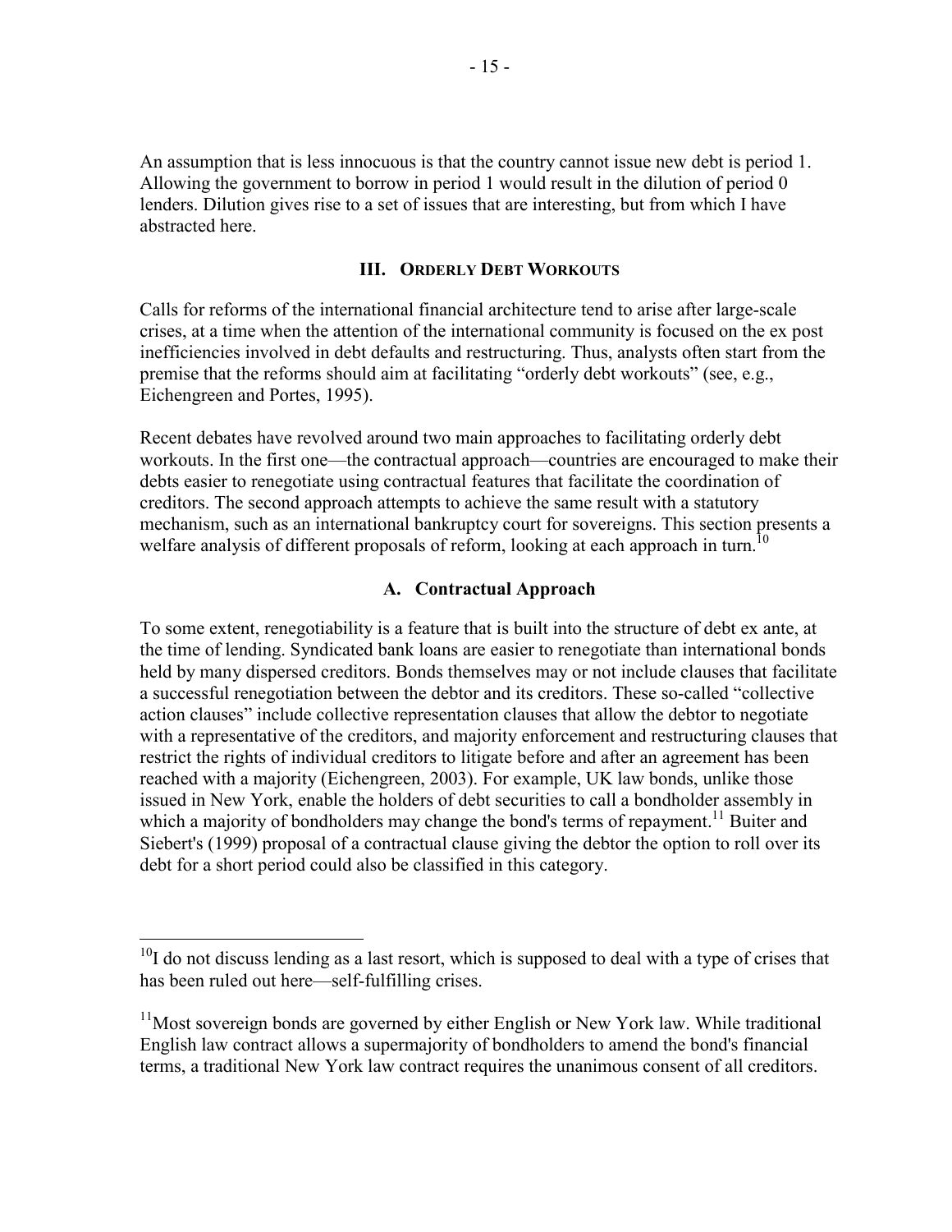An assumption that is less innocuous is that the country cannot issue new debt is period 1. Allowing the government to borrow in period 1 would result in the dilution of period 0 lenders. Dilution gives rise to a set of issues that are interesting, but from which I have abstracted here.

## III. Orderly Debt Workouts

Calls for reforms of the international financial architecture tend to arise after large-scale crises, at a time when the attention of the international community is focused on the ex post inefficiencies involved in debt defaults and restructuring. Thus, analysts often start from the premise that the reforms should aim at facilitating "orderly debt workouts" (see, e.g., Eichengreen and Portes, 1995).

Recent debates have revolved around two main approaches to facilitating orderly debt workouts. In the first one—the contractual approach—countries are encouraged to make their debts easier to renegotiate using contractual features that facilitate the coordination of creditors. The second approach attempts to achieve the same result with a statutory mechanism, such as an international bankruptcy court for sovereigns. This section presents a welfare analysis of different proposals of reform, looking at each approach in turn.[10]

### A. Contractual Approach

To some extent, renegotiability is a feature that is built into the structure of debt ex ante, at the time of lending. Syndicated bank loans are easier to renegotiate than international bonds held by many dispersed creditors. Bonds themselves may or not include clauses that facilitate a successful renegotiation between the debtor and its creditors. These so-called "collective action clauses" include collective representation clauses that allow the debtor to negotiate with a representative of the creditors, and majority enforcement and restructuring clauses that restrict the rights of individual creditors to litigate before and after an agreement has been reached with a majority (Eichengreen, 2003). For example, UK law bonds, unlike those issued in New York, enable the holders of debt securities to call a bondholder assembly in which a majority of bondholders may change the bond's terms of repayment.[11] Buiter and Siebert's (1999) proposal of a contractual clause giving the debtor the option to roll over its debt for a short period could also be classified in this category.

---

[10] I do not discuss lending as a last resort, which is supposed to deal with a type of crises that has been ruled out here—self-fulfilling crises.

[11] Most sovereign bonds are governed by either English or New York law. While traditional English law contract allows a supermajority of bondholders to amend the bond's financial terms, a traditional New York law contract requires the unanimous consent of all creditors.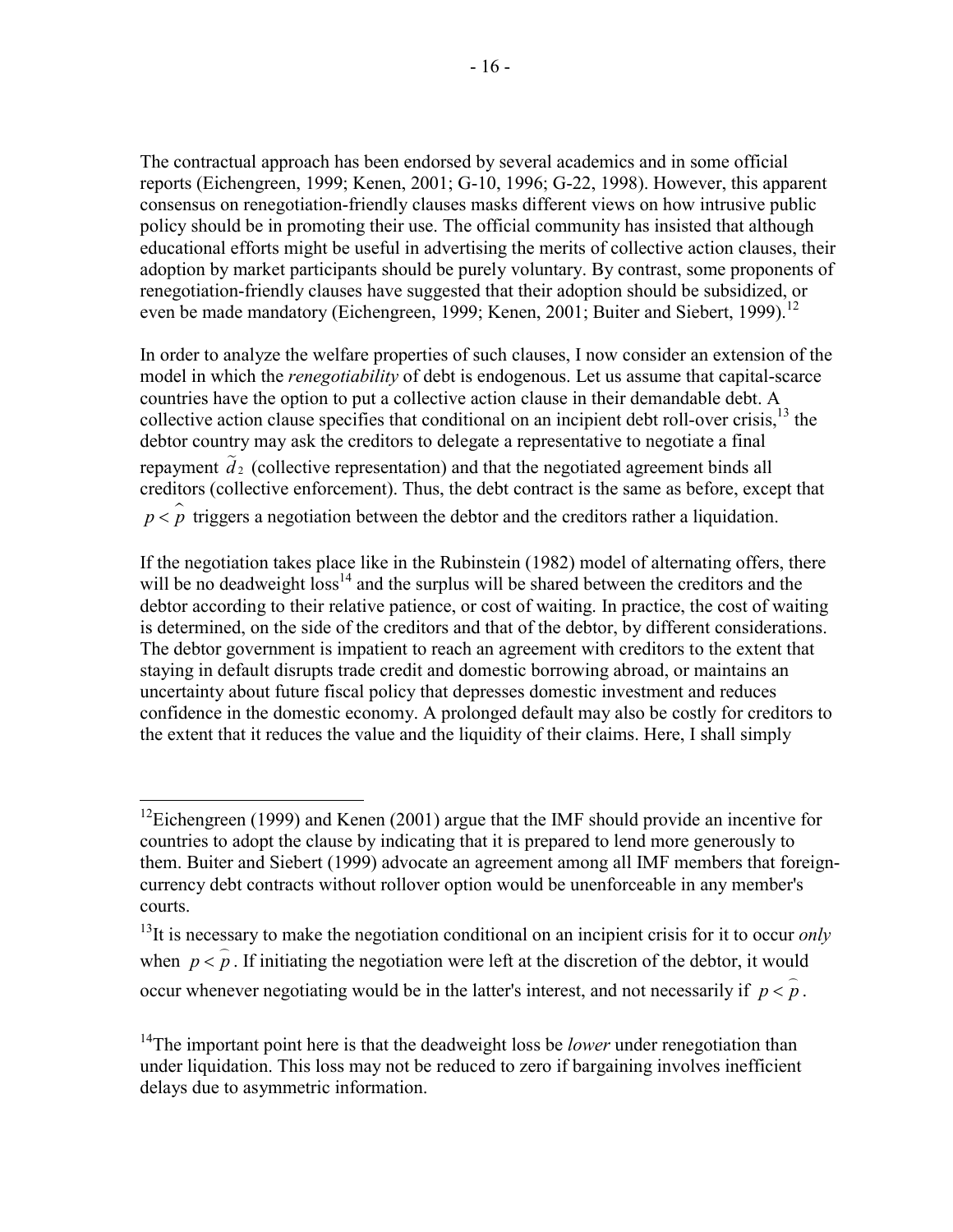The contractual approach has been endorsed by several academics and in some official reports (Eichengreen, 1999; Kenen, 2001; G-10, 1996; G-22, 1998). However, this apparent consensus on renegotiation-friendly clauses masks different views on how intrusive public policy should be in promoting their use. The official community has insisted that although educational efforts might be useful in advertising the merits of collective action clauses, their adoption by market participants should be purely voluntary. By contrast, some proponents of renegotiation-friendly clauses have suggested that their adoption should be subsidized, or even be made mandatory (Eichengreen, 1999; Kenen, 2001; Buiter and Siebert, 1999).[12]

In order to analyze the welfare properties of such clauses, I now consider an extension of the model in which the *renegotiability* of debt is endogenous. Let us assume that capital-scarce countries have the option to put a collective action clause in their demandable debt. A collective action clause specifies that conditional on an incipient debt roll-over crisis,[13] the debtor country may ask the creditors to delegate a representative to negotiate a final repayment $\widetilde{d}_2$ (collective representation) and that the negotiated agreement binds all creditors (collective enforcement). Thus, the debt contract is the same as before, except that $p < \widehat{p}$ triggers a negotiation between the debtor and the creditors rather a liquidation.

If the negotiation takes place like in the Rubinstein (1982) model of alternating offers, there will be no deadweight loss[14] and the surplus will be shared between the creditors and the debtor according to their relative patience, or cost of waiting. In practice, the cost of waiting is determined, on the side of the creditors and that of the debtor, by different considerations. The debtor government is impatient to reach an agreement with creditors to the extent that staying in default disrupts trade credit and domestic borrowing abroad, or maintains an uncertainty about future fiscal policy that depresses domestic investment and reduces confidence in the domestic economy. A prolonged default may also be costly for creditors to the extent that it reduces the value and the liquidity of their claims. Here, I shall simply

---

[12] Eichengreen (1999) and Kenen (2001) argue that the IMF should provide an incentive for countries to adopt the clause by indicating that it is prepared to lend more generously to them. Buiter and Siebert (1999) advocate an agreement among all IMF members that foreign-currency debt contracts without rollover option would be unenforceable in any member's courts.

[13] It is necessary to make the negotiation conditional on an incipient crisis for it to occur *only* when $p < \widehat{p}$. If initiating the negotiation were left at the discretion of the debtor, it would occur whenever negotiating would be in the latter's interest, and not necessarily if $p < \widehat{p}$.

[14] The important point here is that the deadweight loss be *lower* under renegotiation than under liquidation. This loss may not be reduced to zero if bargaining involves inefficient delays due to asymmetric information.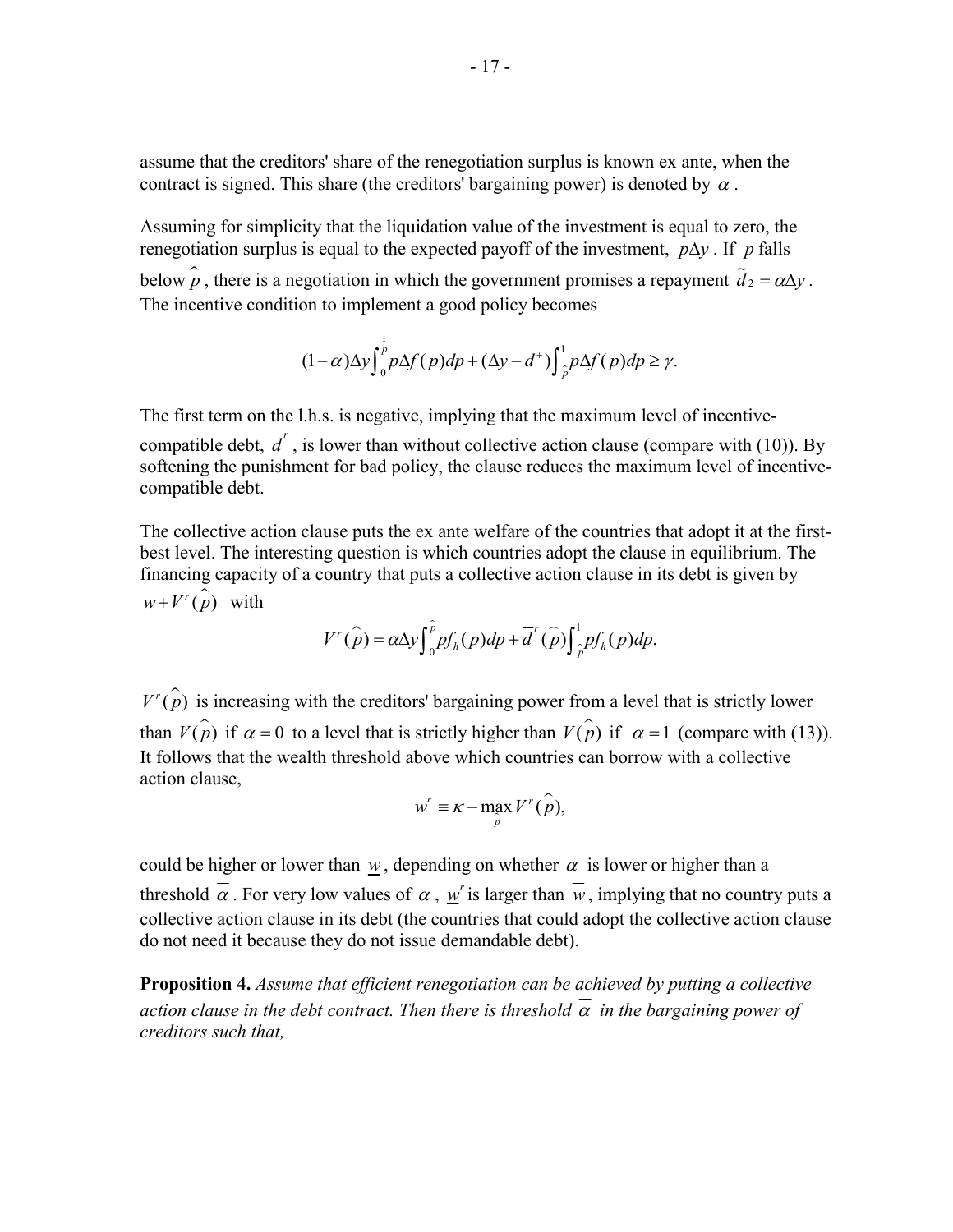assume that the creditors' share of the renegotiation surplus is known ex ante, when the contract is signed. This share (the creditors' bargaining power) is denoted by $\alpha$.

Assuming for simplicity that the liquidation value of the investment is equal to zero, the renegotiation surplus is equal to the expected payoff of the investment, $p\Delta y$. If $p$ falls below $\hat{p}$, there is a negotiation in which the government promises a repayment $\tilde{d}_2 = \alpha \Delta y$. The incentive condition to implement a good policy becomes

$$(1-\alpha)\Delta y \int_0^{\hat{p}} p\Delta f(p)dp + (\Delta y - d^+)\int_{\hat{p}}^1 p\Delta f(p)dp \geq \gamma.$$

The first term on the l.h.s. is negative, implying that the maximum level of incentive-compatible debt, $\overline{d}^r$, is lower than without collective action clause (compare with (10)). By softening the punishment for bad policy, the clause reduces the maximum level of incentive-compatible debt.

The collective action clause puts the ex ante welfare of the countries that adopt it at the first-best level. The interesting question is which countries adopt the clause in equilibrium. The financing capacity of a country that puts a collective action clause in its debt is given by $w + V^r(\hat{p})$ with

$$V^r(\hat{p}) = \alpha \Delta y \int_0^{\hat{p}} p f_h(p)dp + \overline{d}^r(\hat{p})\int_{\hat{p}}^1 p f_h(p)dp.$$

$V^r(\hat{p})$ is increasing with the creditors' bargaining power from a level that is strictly lower than $V(\hat{p})$ if $\alpha = 0$ to a level that is strictly higher than $V(\hat{p})$ if $\alpha = 1$ (compare with (13)). It follows that the wealth threshold above which countries can borrow with a collective action clause,

$$\underline{w}^r \equiv \kappa - \max_{\hat{p}} V^r(\hat{p}),$$

could be higher or lower than $\underline{w}$, depending on whether $\alpha$ is lower or higher than a threshold $\overline{\alpha}$. For very low values of $\alpha$, $\underline{w}^r$ is larger than $\overline{w}$, implying that no country puts a collective action clause in its debt (the countries that could adopt the collective action clause do not need it because they do not issue demandable debt).

**Proposition 4.** *Assume that efficient renegotiation can be achieved by putting a collective action clause in the debt contract. Then there is threshold $\overline{\alpha}$ in the bargaining power of creditors such that,*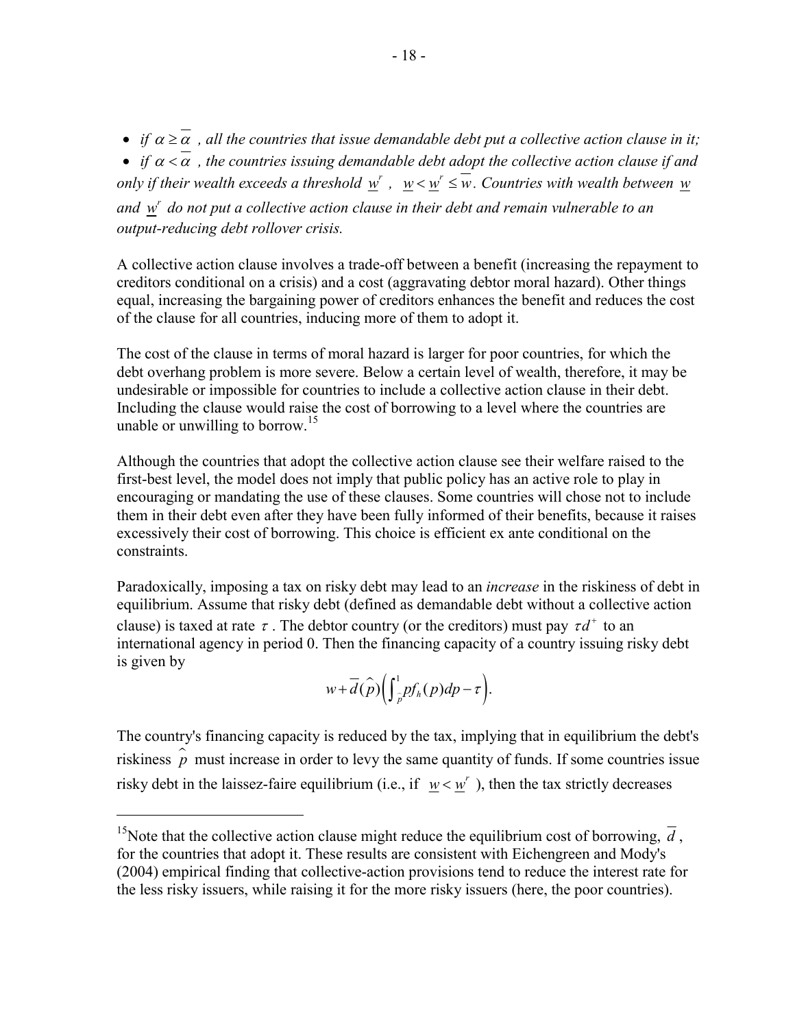- *if $\alpha \geq \overline{\alpha}$, all the countries that issue demandable debt put a collective action clause in it;*
- *if $\alpha < \overline{\alpha}$, the countries issuing demandable debt adopt the collective action clause if and only if their wealth exceeds a threshold $\underline{w}^r$, $\underline{w} < \underline{w}^r \leq \overline{w}$. Countries with wealth between $\underline{w}$ and $\underline{w}^r$ do not put a collective action clause in their debt and remain vulnerable to an output-reducing debt rollover crisis.*

A collective action clause involves a trade-off between a benefit (increasing the repayment to creditors conditional on a crisis) and a cost (aggravating debtor moral hazard). Other things equal, increasing the bargaining power of creditors enhances the benefit and reduces the cost of the clause for all countries, inducing more of them to adopt it.

The cost of the clause in terms of moral hazard is larger for poor countries, for which the debt overhang problem is more severe. Below a certain level of wealth, therefore, it may be undesirable or impossible for countries to include a collective action clause in their debt. Including the clause would raise the cost of borrowing to a level where the countries are unable or unwilling to borrow.[15]

Although the countries that adopt the collective action clause see their welfare raised to the first-best level, the model does not imply that public policy has an active role to play in encouraging or mandating the use of these clauses. Some countries will chose not to include them in their debt even after they have been fully informed of their benefits, because it raises excessively their cost of borrowing. This choice is efficient ex ante conditional on the constraints.

Paradoxically, imposing a tax on risky debt may lead to an *increase* in the riskiness of debt in equilibrium. Assume that risky debt (defined as demandable debt without a collective action clause) is taxed at rate $\tau$. The debtor country (or the creditors) must pay $\tau d^+$ to an international agency in period 0. Then the financing capacity of a country issuing risky debt is given by

$$w + \overline{d}(\hat{p})\left(\int_{\hat{p}}^{1} p f_h(p)dp - \tau\right).$$

The country's financing capacity is reduced by the tax, implying that in equilibrium the debt's riskiness $\hat{p}$ must increase in order to levy the same quantity of funds. If some countries issue risky debt in the laissez-faire equilibrium (i.e., if $\underline{w} < \underline{w}^r$), then the tax strictly decreases

[15]Note that the collective action clause might reduce the equilibrium cost of borrowing, $\overline{d}$, for the countries that adopt it. These results are consistent with Eichengreen and Mody's (2004) empirical finding that collective-action provisions tend to reduce the interest rate for the less risky issuers, while raising it for the more risky issuers (here, the poor countries).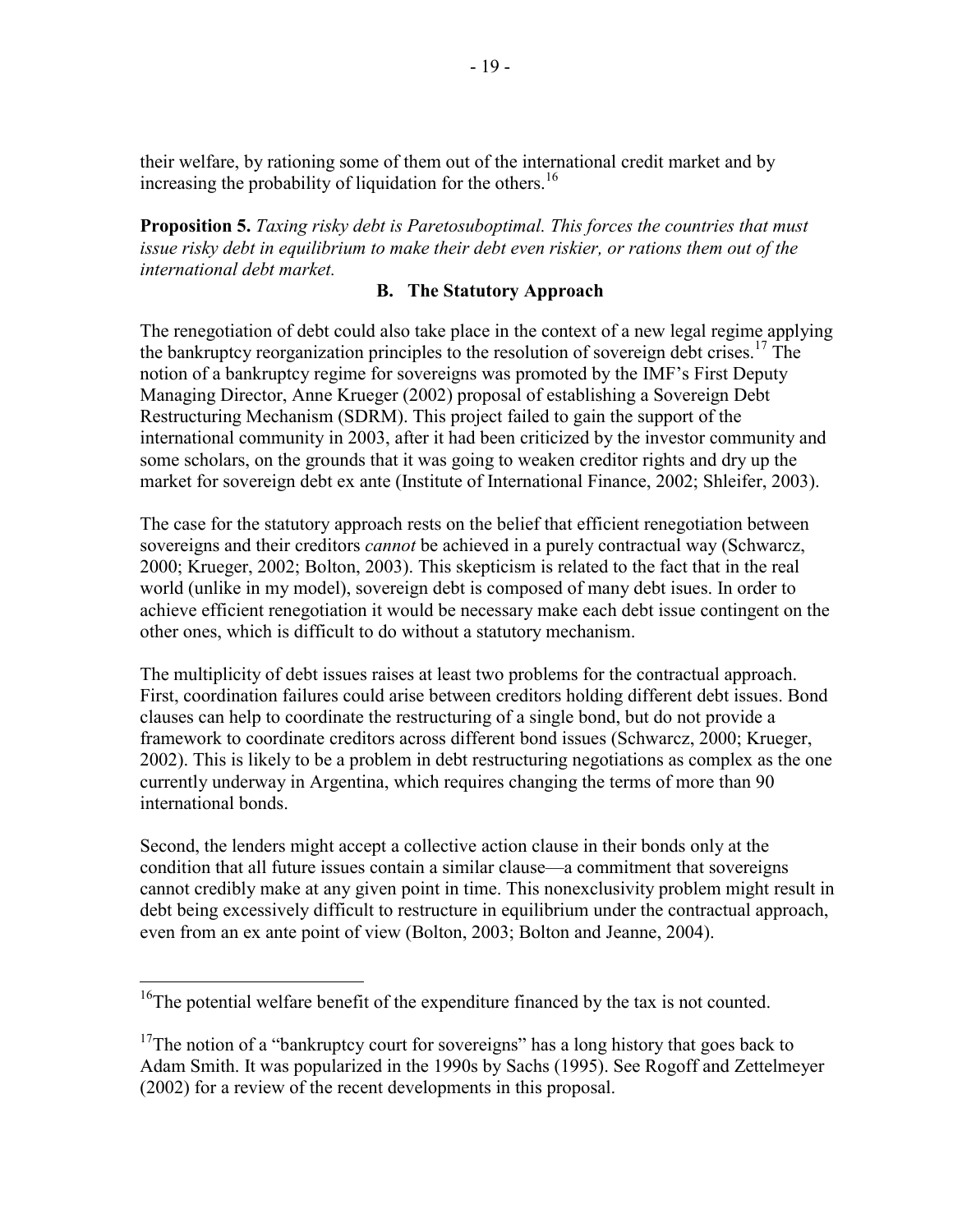their welfare, by rationing some of them out of the international credit market and by increasing the probability of liquidation for the others.[16]

**Proposition 5.** *Taxing risky debt is Paretosuboptimal. This forces the countries that must issue risky debt in equilibrium to make their debt even riskier, or rations them out of the international debt market.*

### B. The Statutory Approach

The renegotiation of debt could also take place in the context of a new legal regime applying the bankruptcy reorganization principles to the resolution of sovereign debt crises.[17] The notion of a bankruptcy regime for sovereigns was promoted by the IMF's First Deputy Managing Director, Anne Krueger (2002) proposal of establishing a Sovereign Debt Restructuring Mechanism (SDRM). This project failed to gain the support of the international community in 2003, after it had been criticized by the investor community and some scholars, on the grounds that it was going to weaken creditor rights and dry up the market for sovereign debt ex ante (Institute of International Finance, 2002; Shleifer, 2003).

The case for the statutory approach rests on the belief that efficient renegotiation between sovereigns and their creditors *cannot* be achieved in a purely contractual way (Schwarcz, 2000; Krueger, 2002; Bolton, 2003). This skepticism is related to the fact that in the real world (unlike in my model), sovereign debt is composed of many debt isues. In order to achieve efficient renegotiation it would be necessary make each debt issue contingent on the other ones, which is difficult to do without a statutory mechanism.

The multiplicity of debt issues raises at least two problems for the contractual approach. First, coordination failures could arise between creditors holding different debt issues. Bond clauses can help to coordinate the restructuring of a single bond, but do not provide a framework to coordinate creditors across different bond issues (Schwarcz, 2000; Krueger, 2002). This is likely to be a problem in debt restructuring negotiations as complex as the one currently underway in Argentina, which requires changing the terms of more than 90 international bonds.

Second, the lenders might accept a collective action clause in their bonds only at the condition that all future issues contain a similar clause—a commitment that sovereigns cannot credibly make at any given point in time. This nonexclusivity problem might result in debt being excessively difficult to restructure in equilibrium under the contractual approach, even from an ex ante point of view (Bolton, 2003; Bolton and Jeanne, 2004).

---

[16]The potential welfare benefit of the expenditure financed by the tax is not counted.

[17]The notion of a "bankruptcy court for sovereigns" has a long history that goes back to Adam Smith. It was popularized in the 1990s by Sachs (1995). See Rogoff and Zettelmeyer (2002) for a review of the recent developments in this proposal.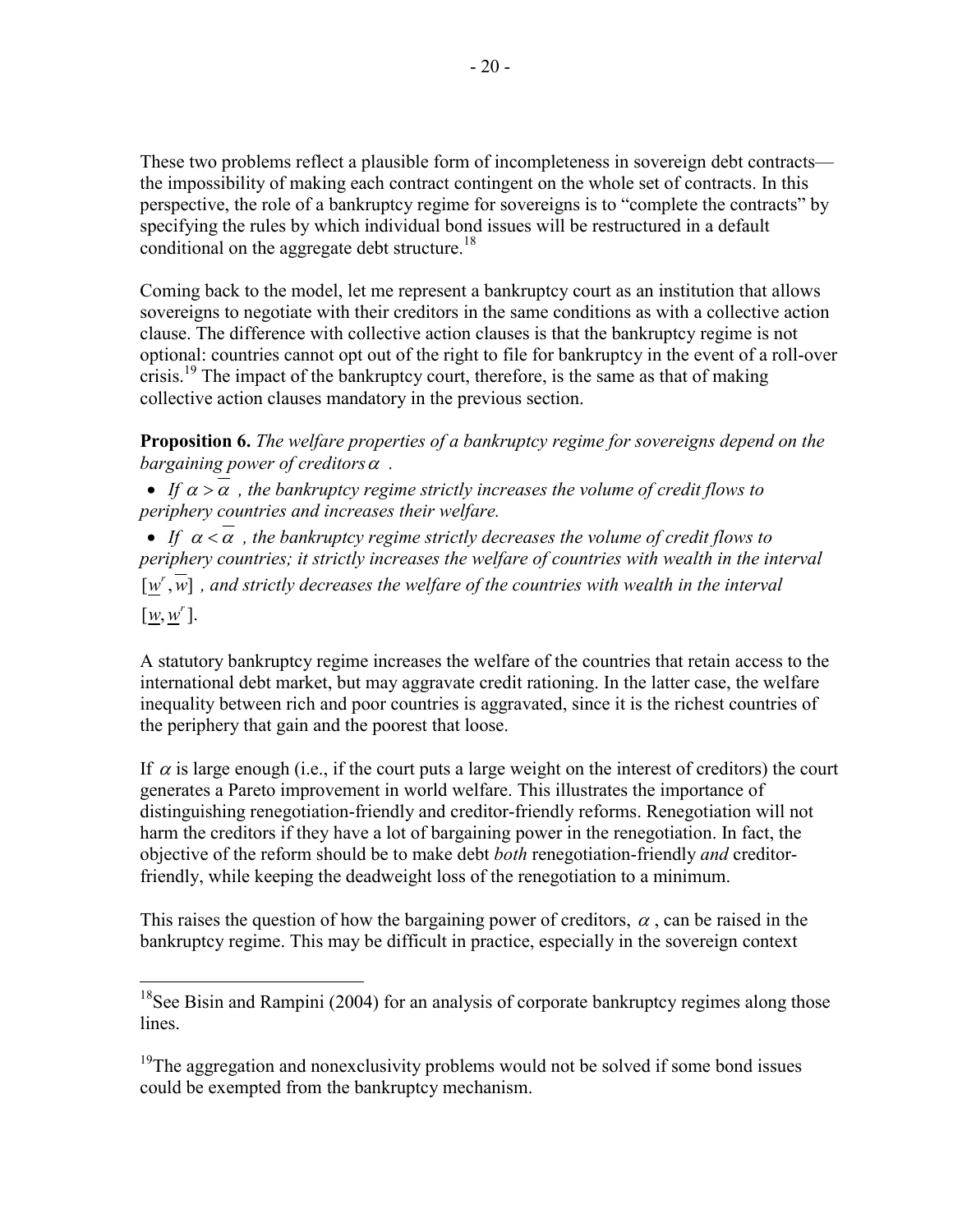These two problems reflect a plausible form of incompleteness in sovereign debt contracts—the impossibility of making each contract contingent on the whole set of contracts. In this perspective, the role of a bankruptcy regime for sovereigns is to "complete the contracts" by specifying the rules by which individual bond issues will be restructured in a default conditional on the aggregate debt structure.[18]

Coming back to the model, let me represent a bankruptcy court as an institution that allows sovereigns to negotiate with their creditors in the same conditions as with a collective action clause. The difference with collective action clauses is that the bankruptcy regime is not optional: countries cannot opt out of the right to file for bankruptcy in the event of a roll-over crisis.[19] The impact of the bankruptcy court, therefore, is the same as that of making collective action clauses mandatory in the previous section.

**Proposition 6.** *The welfare properties of a bankruptcy regime for sovereigns depend on the bargaining power of creditors* $\alpha$ .

- *If* $\alpha > \overline{\alpha}$ *, the bankruptcy regime strictly increases the volume of credit flows to periphery countries and increases their welfare.*
- *If* $\alpha < \overline{\alpha}$ *, the bankruptcy regime strictly decreases the volume of credit flows to periphery countries; it strictly increases the welfare of countries with wealth in the interval* $[\underline{w}^r, \overline{w}]$ *, and strictly decreases the welfare of the countries with wealth in the interval* $[\underline{w}, \underline{w}^r]$.

A statutory bankruptcy regime increases the welfare of the countries that retain access to the international debt market, but may aggravate credit rationing. In the latter case, the welfare inequality between rich and poor countries is aggravated, since it is the richest countries of the periphery that gain and the poorest that loose.

If $\alpha$ is large enough (i.e., if the court puts a large weight on the interest of creditors) the court generates a Pareto improvement in world welfare. This illustrates the importance of distinguishing renegotiation-friendly and creditor-friendly reforms. Renegotiation will not harm the creditors if they have a lot of bargaining power in the renegotiation. In fact, the objective of the reform should be to make debt *both* renegotiation-friendly *and* creditor-friendly, while keeping the deadweight loss of the renegotiation to a minimum.

This raises the question of how the bargaining power of creditors, $\alpha$, can be raised in the bankruptcy regime. This may be difficult in practice, especially in the sovereign context

---

[18]See Bisin and Rampini (2004) for an analysis of corporate bankruptcy regimes along those lines.

[19]The aggregation and nonexclusivity problems would not be solved if some bond issues could be exempted from the bankruptcy mechanism.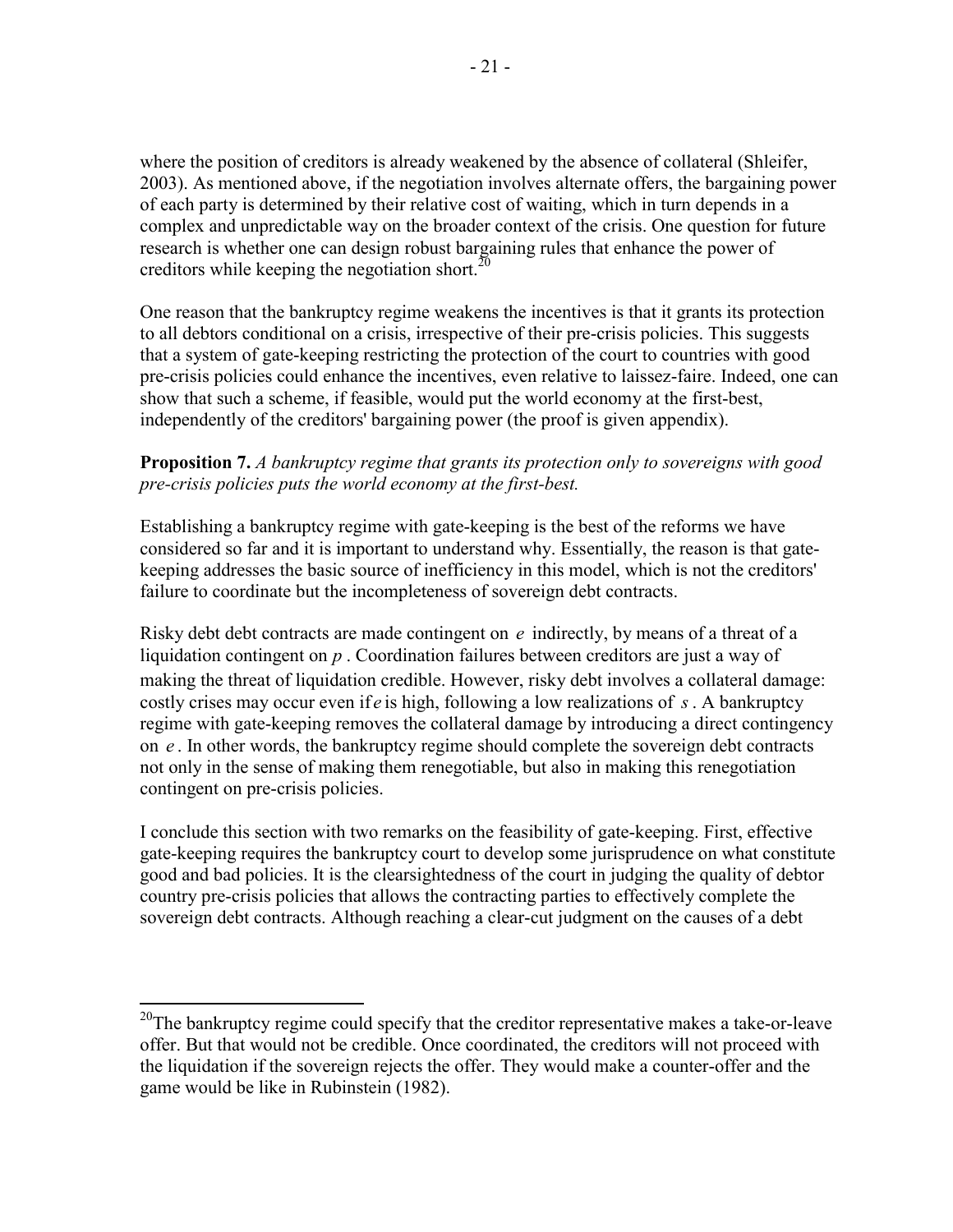where the position of creditors is already weakened by the absence of collateral (Shleifer, 2003). As mentioned above, if the negotiation involves alternate offers, the bargaining power of each party is determined by their relative cost of waiting, which in turn depends in a complex and unpredictable way on the broader context of the crisis. One question for future research is whether one can design robust bargaining rules that enhance the power of creditors while keeping the negotiation short.[20]

One reason that the bankruptcy regime weakens the incentives is that it grants its protection to all debtors conditional on a crisis, irrespective of their pre-crisis policies. This suggests that a system of gate-keeping restricting the protection of the court to countries with good pre-crisis policies could enhance the incentives, even relative to laissez-faire. Indeed, one can show that such a scheme, if feasible, would put the world economy at the first-best, independently of the creditors' bargaining power (the proof is given appendix).

**Proposition 7.** *A bankruptcy regime that grants its protection only to sovereigns with good pre-crisis policies puts the world economy at the first-best.*

Establishing a bankruptcy regime with gate-keeping is the best of the reforms we have considered so far and it is important to understand why. Essentially, the reason is that gate-keeping addresses the basic source of inefficiency in this model, which is not the creditors' failure to coordinate but the incompleteness of sovereign debt contracts.

Risky debt debt contracts are made contingent on $e$ indirectly, by means of a threat of a liquidation contingent on $p$. Coordination failures between creditors are just a way of making the threat of liquidation credible. However, risky debt involves a collateral damage: costly crises may occur even if $e$ is high, following a low realizations of $s$. A bankruptcy regime with gate-keeping removes the collateral damage by introducing a direct contingency on $e$. In other words, the bankruptcy regime should complete the sovereign debt contracts not only in the sense of making them renegotiable, but also in making this renegotiation contingent on pre-crisis policies.

I conclude this section with two remarks on the feasibility of gate-keeping. First, effective gate-keeping requires the bankruptcy court to develop some jurisprudence on what constitute good and bad policies. It is the clearsightedness of the court in judging the quality of debtor country pre-crisis policies that allows the contracting parties to effectively complete the sovereign debt contracts. Although reaching a clear-cut judgment on the causes of a debt

[20] The bankruptcy regime could specify that the creditor representative makes a take-or-leave offer. But that would not be credible. Once coordinated, the creditors will not proceed with the liquidation if the sovereign rejects the offer. They would make a counter-offer and the game would be like in Rubinstein (1982).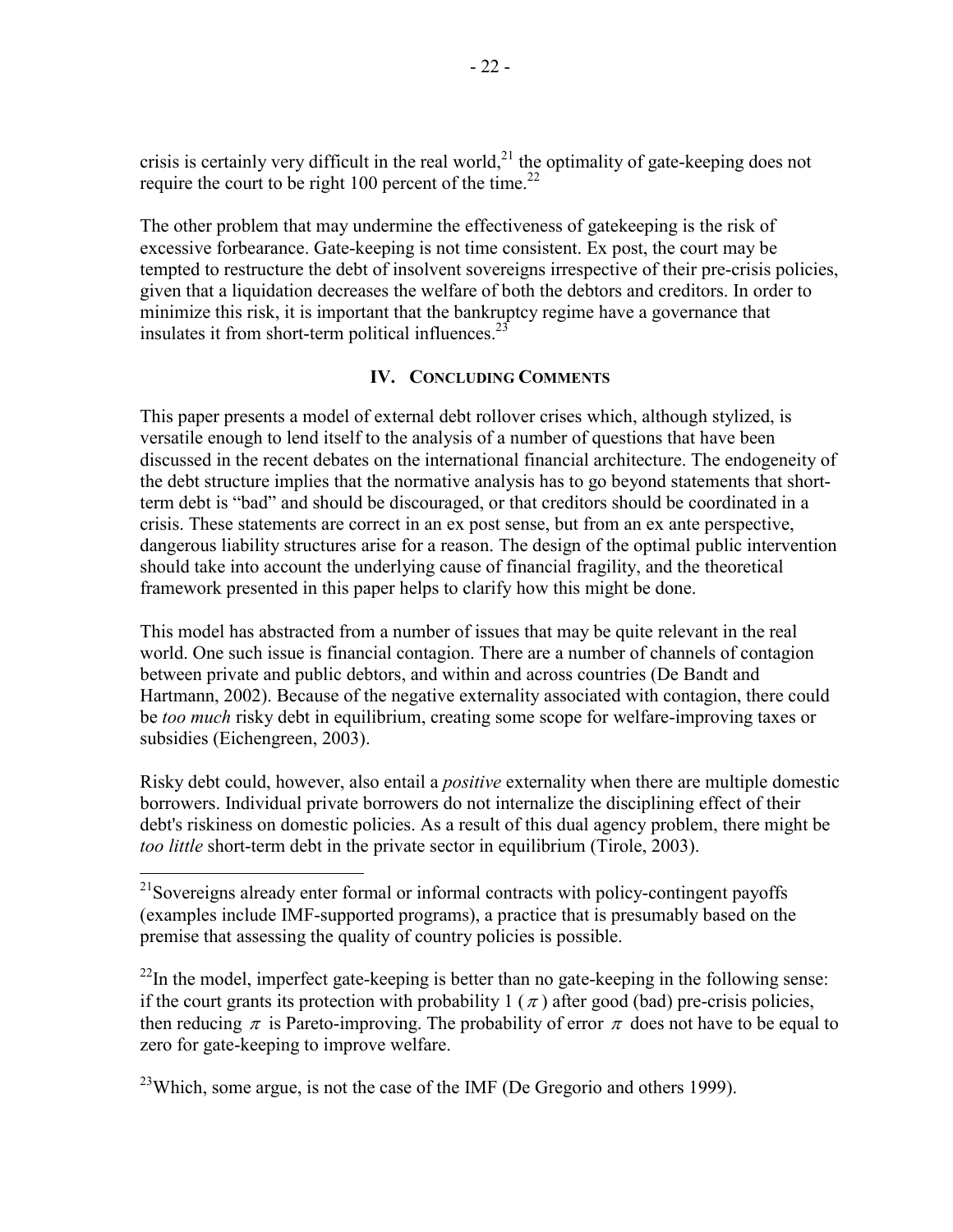crisis is certainly very difficult in the real world,[21] the optimality of gate-keeping does not require the court to be right 100 percent of the time.[22]

The other problem that may undermine the effectiveness of gatekeeping is the risk of excessive forbearance. Gate-keeping is not time consistent. Ex post, the court may be tempted to restructure the debt of insolvent sovereigns irrespective of their pre-crisis policies, given that a liquidation decreases the welfare of both the debtors and creditors. In order to minimize this risk, it is important that the bankruptcy regime have a governance that insulates it from short-term political influences.[23]

## IV. Concluding Comments

This paper presents a model of external debt rollover crises which, although stylized, is versatile enough to lend itself to the analysis of a number of questions that have been discussed in the recent debates on the international financial architecture. The endogeneity of the debt structure implies that the normative analysis has to go beyond statements that short-term debt is "bad" and should be discouraged, or that creditors should be coordinated in a crisis. These statements are correct in an ex post sense, but from an ex ante perspective, dangerous liability structures arise for a reason. The design of the optimal public intervention should take into account the underlying cause of financial fragility, and the theoretical framework presented in this paper helps to clarify how this might be done.

This model has abstracted from a number of issues that may be quite relevant in the real world. One such issue is financial contagion. There are a number of channels of contagion between private and public debtors, and within and across countries (De Bandt and Hartmann, 2002). Because of the negative externality associated with contagion, there could be *too much* risky debt in equilibrium, creating some scope for welfare-improving taxes or subsidies (Eichengreen, 2003).

Risky debt could, however, also entail a *positive* externality when there are multiple domestic borrowers. Individual private borrowers do not internalize the disciplining effect of their debt's riskiness on domestic policies. As a result of this dual agency problem, there might be *too little* short-term debt in the private sector in equilibrium (Tirole, 2003).

---

[21] Sovereigns already enter formal or informal contracts with policy-contingent payoffs (examples include IMF-supported programs), a practice that is presumably based on the premise that assessing the quality of country policies is possible.

[22] In the model, imperfect gate-keeping is better than no gate-keeping in the following sense: if the court grants its protection with probability 1 ($\pi$) after good (bad) pre-crisis policies, then reducing $\pi$ is Pareto-improving. The probability of error $\pi$ does not have to be equal to zero for gate-keeping to improve welfare.

[23] Which, some argue, is not the case of the IMF (De Gregorio and others 1999).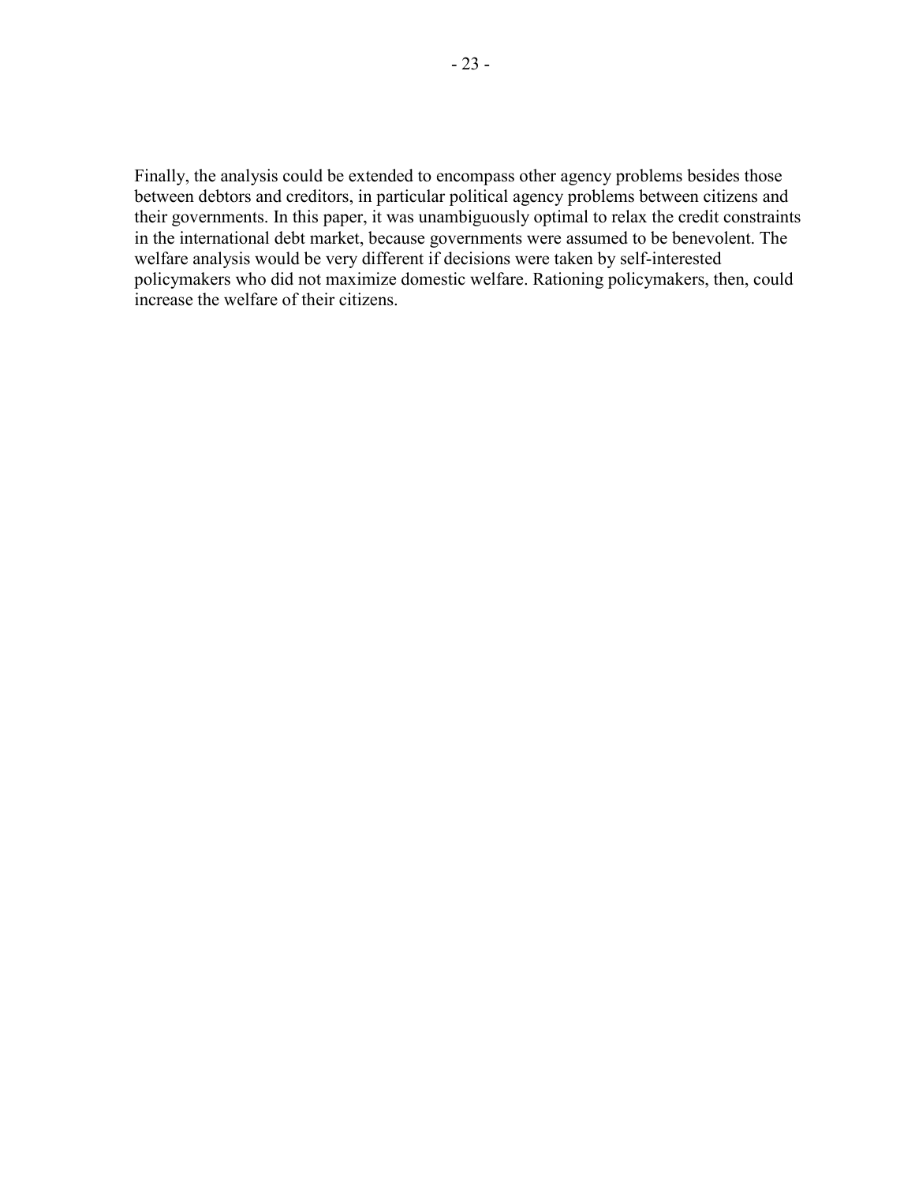Finally, the analysis could be extended to encompass other agency problems besides those between debtors and creditors, in particular political agency problems between citizens and their governments. In this paper, it was unambiguously optimal to relax the credit constraints in the international debt market, because governments were assumed to be benevolent. The welfare analysis would be very different if decisions were taken by self-interested policymakers who did not maximize domestic welfare. Rationing policymakers, then, could increase the welfare of their citizens.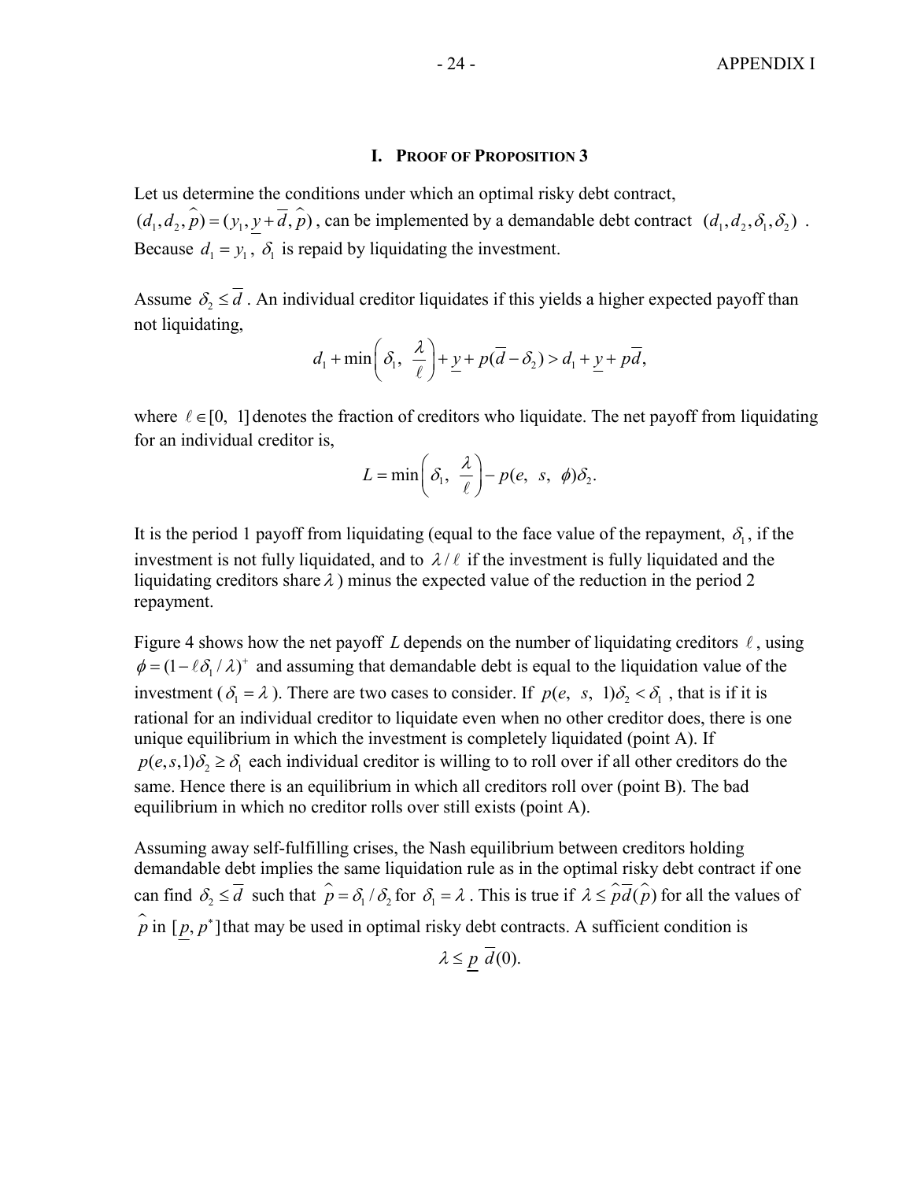# I. Proof of Proposition 3

Let us determine the conditions under which an optimal risky debt contract, $(d_1, d_2, \hat{p}) = (y_1, \underline{y} + \overline{d}, \hat{p})$, can be implemented by a demandable debt contract $(d_1, d_2, \delta_1, \delta_2)$ . Because $d_1 = y_1$, $\delta_1$ is repaid by liquidating the investment.

Assume $\delta_2 \leq \overline{d}$ . An individual creditor liquidates if this yields a higher expected payoff than not liquidating,

$$d_1 + \min\left(\delta_1,\ \frac{\lambda}{\ell}\right) + \underline{y} + p(\overline{d} - \delta_2) > d_1 + \underline{y} + p\overline{d},$$

where $\ell \in [0,\ 1]$ denotes the fraction of creditors who liquidate. The net payoff from liquidating for an individual creditor is,

$$L = \min\left(\delta_1,\ \frac{\lambda}{\ell}\right) - p(e,\ s,\ \phi)\delta_2.$$

It is the period 1 payoff from liquidating (equal to the face value of the repayment, $\delta_1$, if the investment is not fully liquidated, and to $\lambda / \ell$ if the investment is fully liquidated and the liquidating creditors share $\lambda$) minus the expected value of the reduction in the period 2 repayment.

Figure 4 shows how the net payoff $L$ depends on the number of liquidating creditors $\ell$, using $\phi = (1 - \ell\delta_1 / \lambda)^{+}$ and assuming that demandable debt is equal to the liquidation value of the investment ($\delta_1 = \lambda$). There are two cases to consider. If $p(e,\ s,\ 1)\delta_2 < \delta_1$ , that is if it is rational for an individual creditor to liquidate even when no other creditor does, there is one unique equilibrium in which the investment is completely liquidated (point A). If $p(e, s, 1)\delta_2 \geq \delta_1$ each individual creditor is willing to to roll over if all other creditors do the same. Hence there is an equilibrium in which all creditors roll over (point B). The bad equilibrium in which no creditor rolls over still exists (point A).

Assuming away self-fulfilling crises, the Nash equilibrium between creditors holding demandable debt implies the same liquidation rule as in the optimal risky debt contract if one can find $\delta_2 \leq \overline{d}$ such that $\hat{p} = \delta_1 / \delta_2$ for $\delta_1 = \lambda$ . This is true if $\lambda \leq \hat{p}\overline{d}(\hat{p})$ for all the values of $\hat{p}$ in $[\underline{p}, p^*]$ that may be used in optimal risky debt contracts. A sufficient condition is

$$\lambda \leq \underline{p}\ \overline{d}(0).$$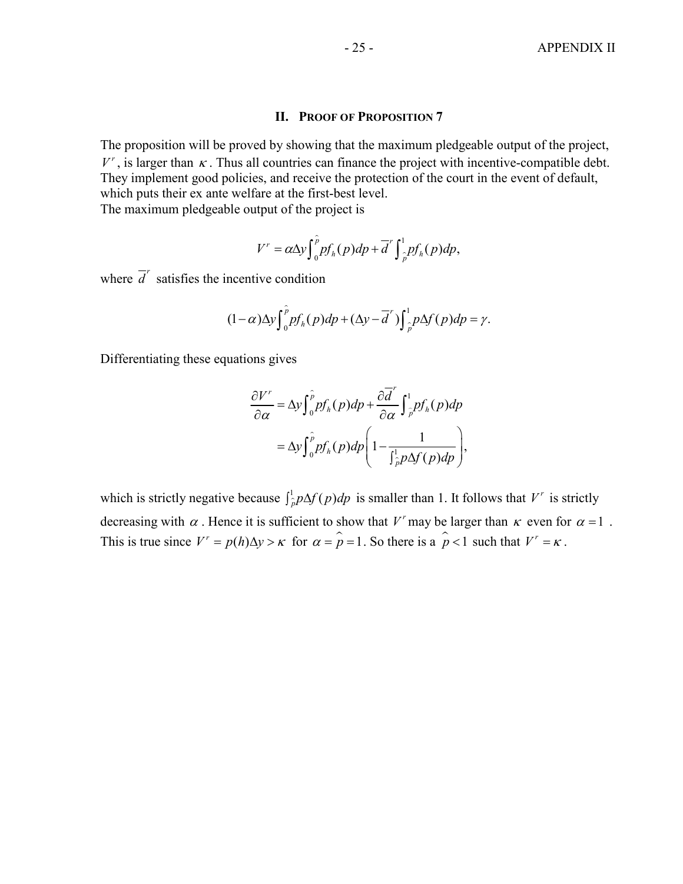## II. Proof of Proposition 7

The proposition will be proved by showing that the maximum pledgeable output of the project, $V^r$, is larger than $\kappa$. Thus all countries can finance the project with incentive-compatible debt. They implement good policies, and receive the protection of the court in the event of default, which puts their ex ante welfare at the first-best level.

The maximum pledgeable output of the project is

$$V^r = \alpha \Delta y \int_0^{\hat{p}} p f_h(p) dp + \overline{d}^r \int_{\hat{p}}^1 p f_h(p) dp,$$

where $\overline{d}^r$ satisfies the incentive condition

$$(1-\alpha)\Delta y \int_0^{\hat{p}} p f_h(p) dp + (\Delta y - \overline{d}^r) \int_{\hat{p}}^1 p \Delta f(p) dp = \gamma.$$

Differentiating these equations gives

$$\begin{aligned}
\frac{\partial V^r}{\partial \alpha} &= \Delta y \int_0^{\hat{p}} p f_h(p) dp + \frac{\partial \overline{d}^r}{\partial \alpha} \int_{\hat{p}}^1 p f_h(p) dp \\
&= \Delta y \int_0^{\hat{p}} p f_h(p) dp \left( 1 - \frac{1}{\int_{\hat{p}}^1 p \Delta f(p) dp} \right),
\end{aligned}$$

which is strictly negative because $\int_{\hat{p}}^1 p \Delta f(p) dp$ is smaller than 1. It follows that $V^r$ is strictly decreasing with $\alpha$. Hence it is sufficient to show that $V^r$ may be larger than $\kappa$ even for $\alpha = 1$. This is true since $V^r = p(h)\Delta y > \kappa$ for $\alpha = \hat{p} = 1$. So there is a $\hat{p} < 1$ such that $V^r = \kappa$.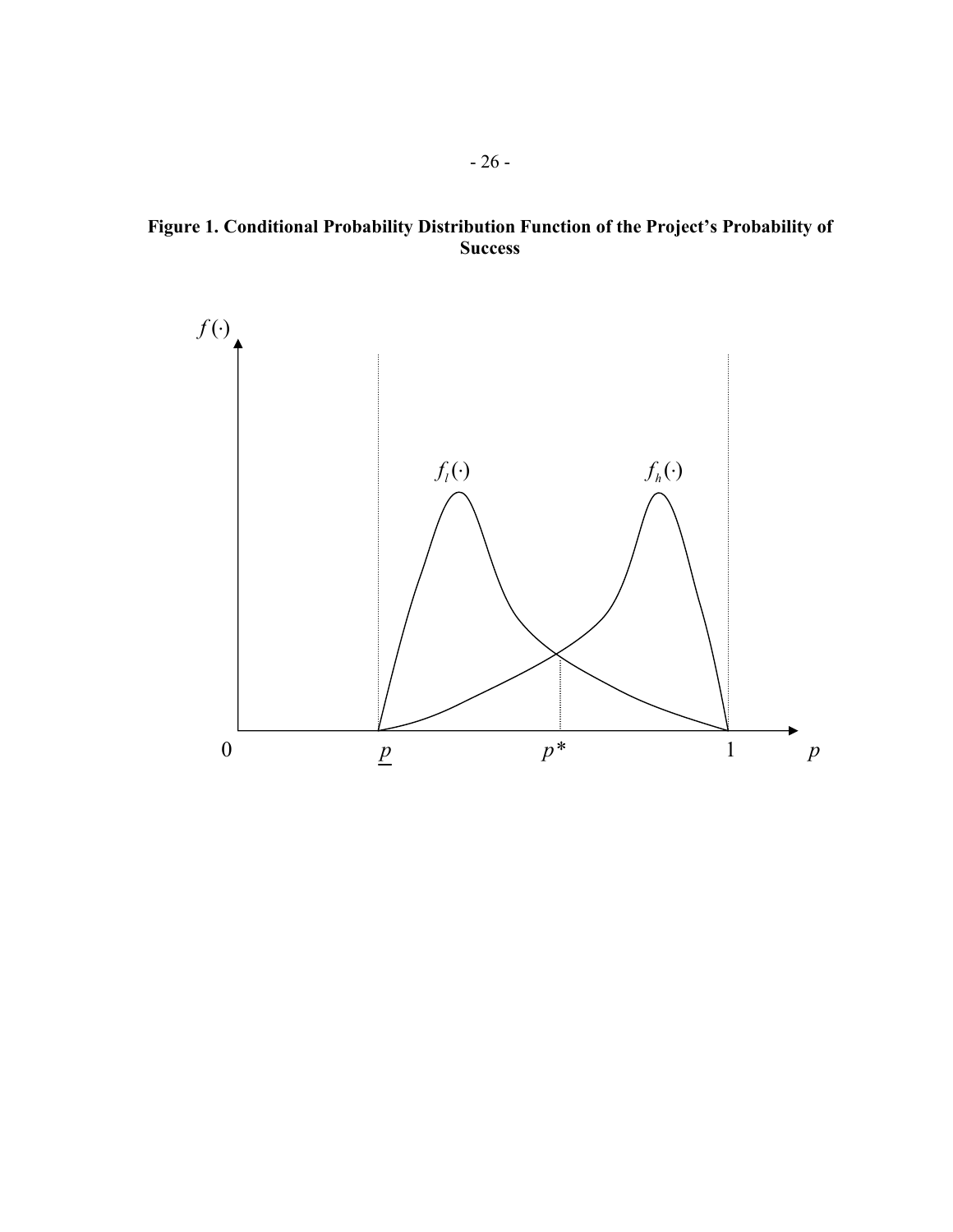**Figure 1. Conditional Probability Distribution Function of the Project's Probability of Success**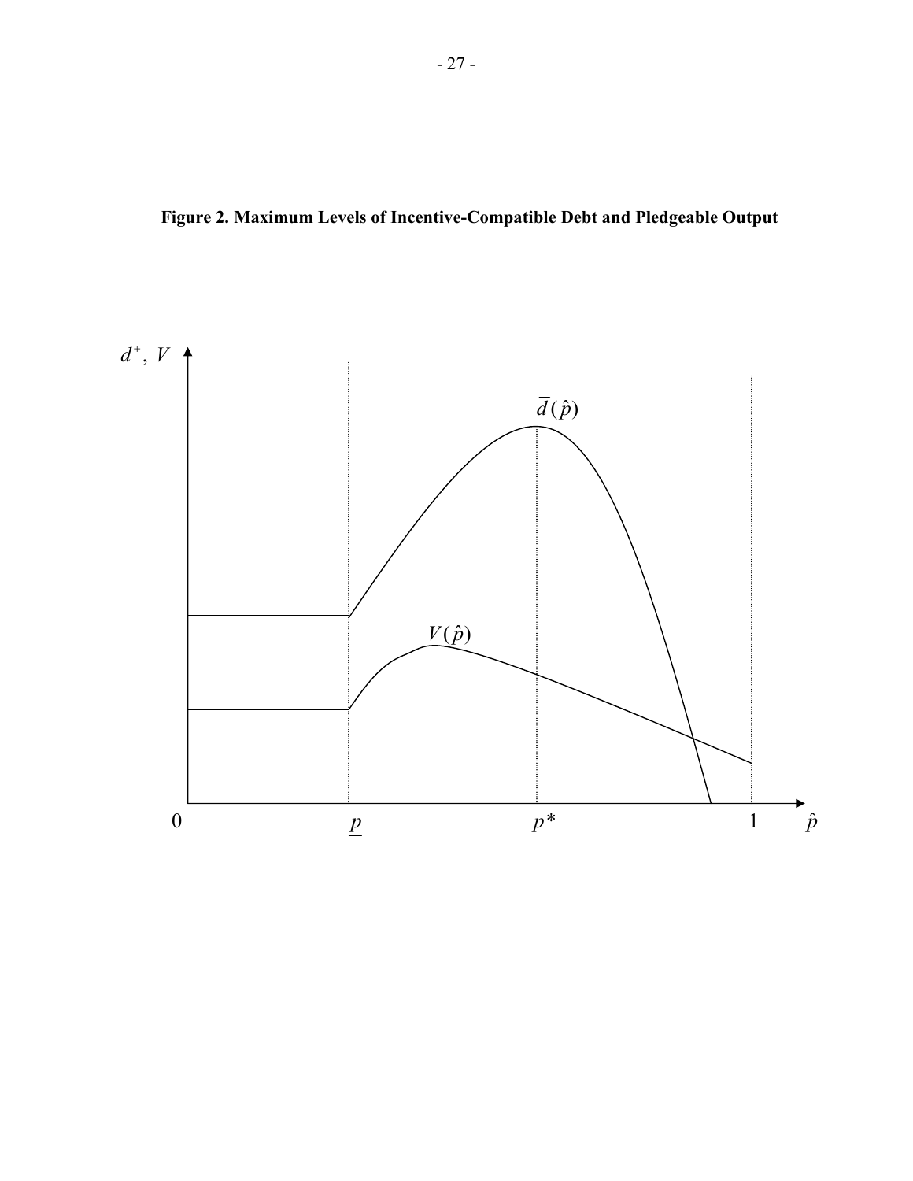**Figure 2. Maximum Levels of Incentive-Compatible Debt and Pledgeable Output**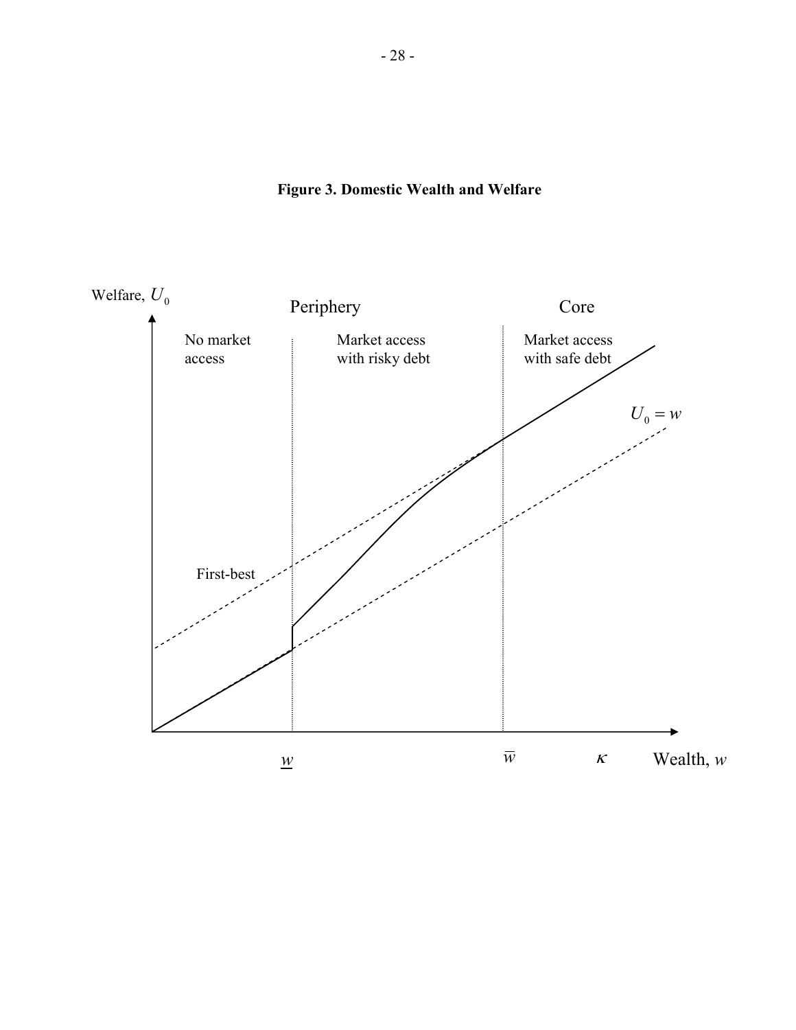**Figure 3. Domestic Wealth and Welfare**

Welfare, $U_0$

Periphery

Core

No market access

Market access with risky debt

Market access with safe debt

$U_0 = w$

First-best

$\underline{w}$ $\overline{w}$ $\kappa$ Wealth, $w$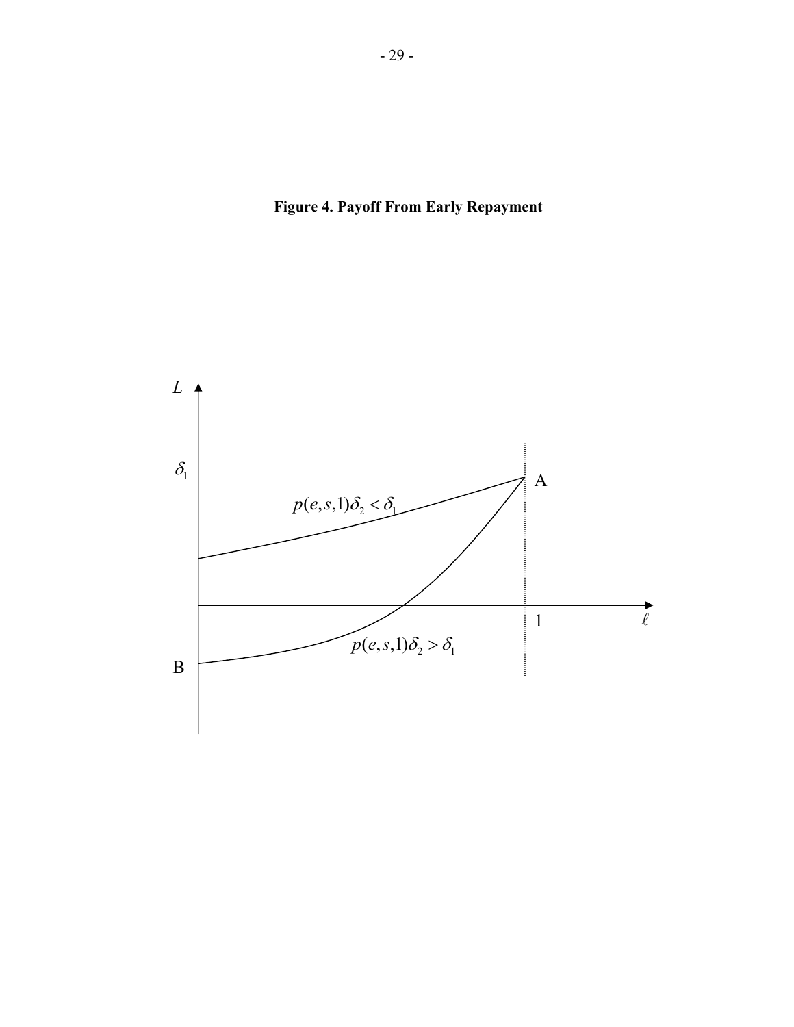**Figure 4. Payoff From Early Repayment**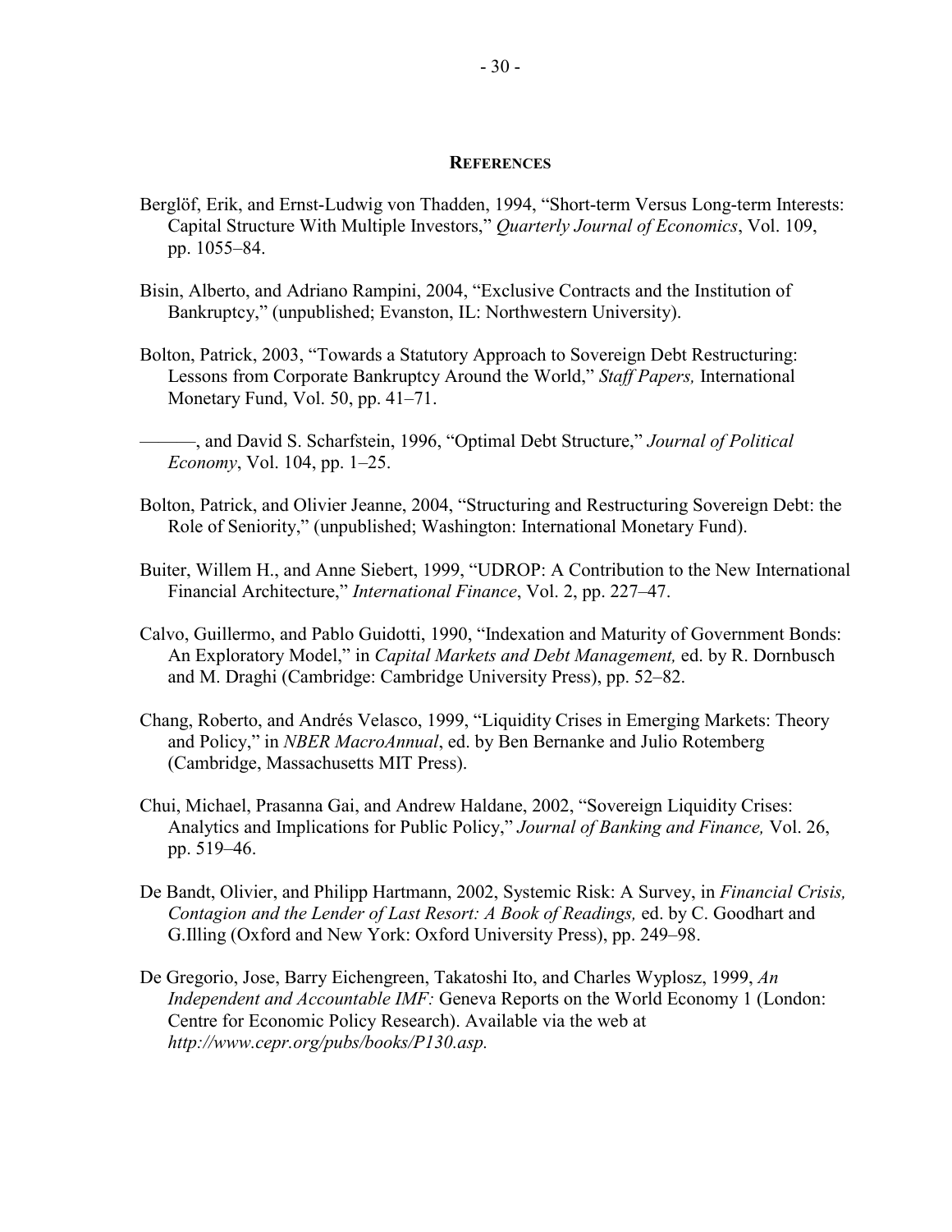## REFERENCES

Berglöf, Erik, and Ernst-Ludwig von Thadden, 1994, "Short-term Versus Long-term Interests: Capital Structure With Multiple Investors," *Quarterly Journal of Economics*, Vol. 109, pp. 1055–84.

Bisin, Alberto, and Adriano Rampini, 2004, "Exclusive Contracts and the Institution of Bankruptcy," (unpublished; Evanston, IL: Northwestern University).

Bolton, Patrick, 2003, "Towards a Statutory Approach to Sovereign Debt Restructuring: Lessons from Corporate Bankruptcy Around the World," *Staff Papers,* International Monetary Fund, Vol. 50, pp. 41–71.

———, and David S. Scharfstein, 1996, "Optimal Debt Structure," *Journal of Political Economy*, Vol. 104, pp. 1–25.

Bolton, Patrick, and Olivier Jeanne, 2004, "Structuring and Restructuring Sovereign Debt: the Role of Seniority," (unpublished; Washington: International Monetary Fund).

Buiter, Willem H., and Anne Siebert, 1999, "UDROP: A Contribution to the New International Financial Architecture," *International Finance*, Vol. 2, pp. 227–47.

Calvo, Guillermo, and Pablo Guidotti, 1990, "Indexation and Maturity of Government Bonds: An Exploratory Model," in *Capital Markets and Debt Management,* ed. by R. Dornbusch and M. Draghi (Cambridge: Cambridge University Press), pp. 52–82.

Chang, Roberto, and Andrés Velasco, 1999, "Liquidity Crises in Emerging Markets: Theory and Policy," in *NBER MacroAnnual*, ed. by Ben Bernanke and Julio Rotemberg (Cambridge, Massachusetts MIT Press).

Chui, Michael, Prasanna Gai, and Andrew Haldane, 2002, "Sovereign Liquidity Crises: Analytics and Implications for Public Policy," *Journal of Banking and Finance,* Vol. 26, pp. 519–46.

De Bandt, Olivier, and Philipp Hartmann, 2002, Systemic Risk: A Survey, in *Financial Crisis, Contagion and the Lender of Last Resort: A Book of Readings,* ed. by C. Goodhart and G.Illing (Oxford and New York: Oxford University Press), pp. 249–98.

De Gregorio, Jose, Barry Eichengreen, Takatoshi Ito, and Charles Wyplosz, 1999, *An Independent and Accountable IMF:* Geneva Reports on the World Economy 1 (London: Centre for Economic Policy Research). Available via the web at *http://www.cepr.org/pubs/books/P130.asp.*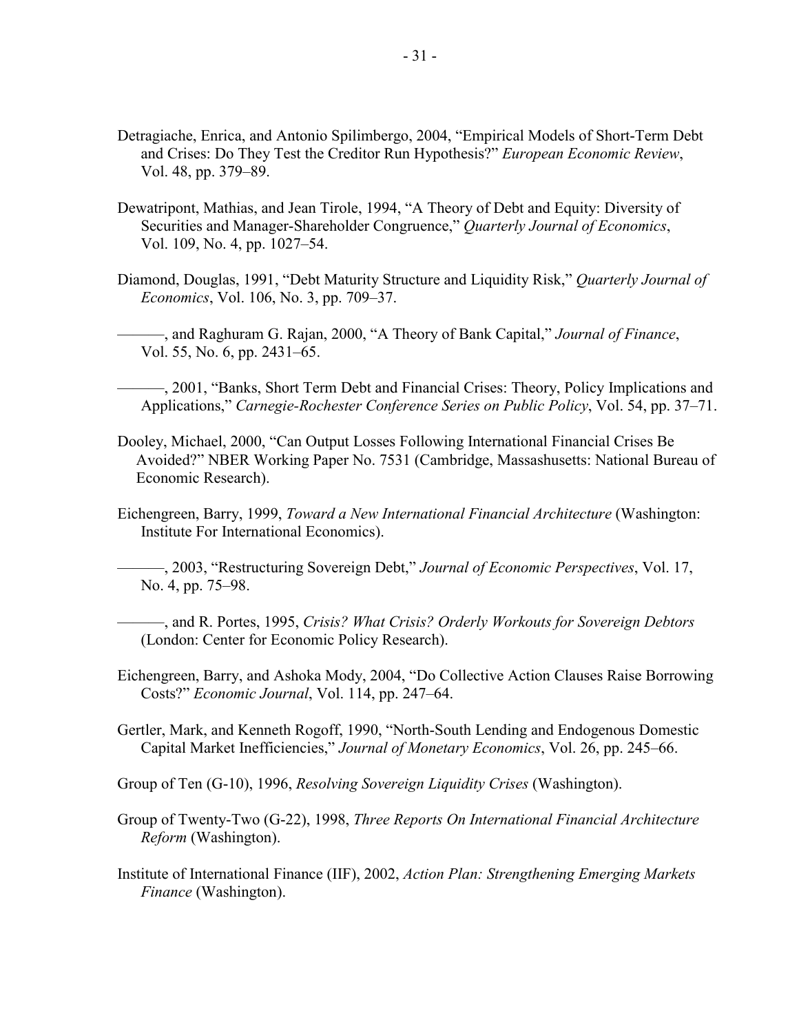Detragiache, Enrica, and Antonio Spilimbergo, 2004, "Empirical Models of Short-Term Debt and Crises: Do They Test the Creditor Run Hypothesis?" *European Economic Review*, Vol. 48, pp. 379–89.

Dewatripont, Mathias, and Jean Tirole, 1994, "A Theory of Debt and Equity: Diversity of Securities and Manager-Shareholder Congruence," *Quarterly Journal of Economics*, Vol. 109, No. 4, pp. 1027–54.

Diamond, Douglas, 1991, "Debt Maturity Structure and Liquidity Risk," *Quarterly Journal of Economics*, Vol. 106, No. 3, pp. 709–37.

———, and Raghuram G. Rajan, 2000, "A Theory of Bank Capital," *Journal of Finance*, Vol. 55, No. 6, pp. 2431–65.

———, 2001, "Banks, Short Term Debt and Financial Crises: Theory, Policy Implications and Applications," *Carnegie-Rochester Conference Series on Public Policy*, Vol. 54, pp. 37–71.

Dooley, Michael, 2000, "Can Output Losses Following International Financial Crises Be Avoided?" NBER Working Paper No. 7531 (Cambridge, Massashusetts: National Bureau of Economic Research).

Eichengreen, Barry, 1999, *Toward a New International Financial Architecture* (Washington: Institute For International Economics).

———, 2003, "Restructuring Sovereign Debt," *Journal of Economic Perspectives*, Vol. 17, No. 4, pp. 75–98.

———, and R. Portes, 1995, *Crisis? What Crisis? Orderly Workouts for Sovereign Debtors* (London: Center for Economic Policy Research).

Eichengreen, Barry, and Ashoka Mody, 2004, "Do Collective Action Clauses Raise Borrowing Costs?" *Economic Journal*, Vol. 114, pp. 247–64.

Gertler, Mark, and Kenneth Rogoff, 1990, "North-South Lending and Endogenous Domestic Capital Market Inefficiencies," *Journal of Monetary Economics*, Vol. 26, pp. 245–66.

Group of Ten (G-10), 1996, *Resolving Sovereign Liquidity Crises* (Washington).

Group of Twenty-Two (G-22), 1998, *Three Reports On International Financial Architecture Reform* (Washington).

Institute of International Finance (IIF), 2002, *Action Plan: Strengthening Emerging Markets Finance* (Washington).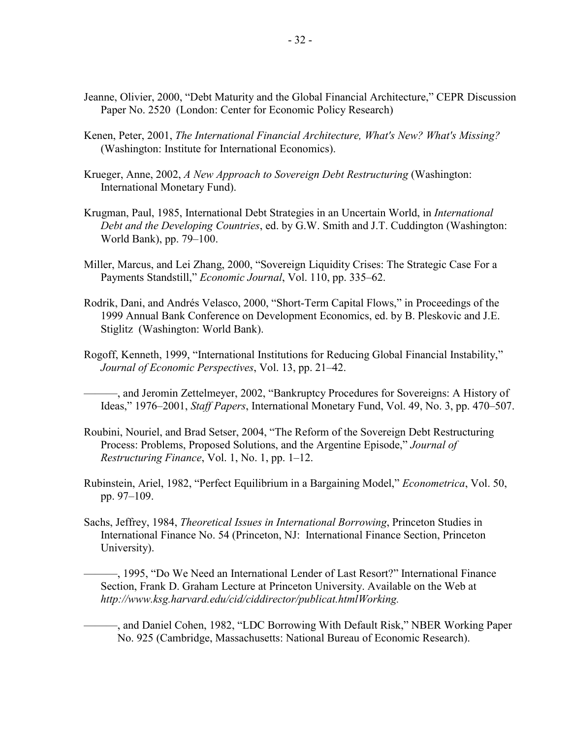Jeanne, Olivier, 2000, "Debt Maturity and the Global Financial Architecture," CEPR Discussion Paper No. 2520 (London: Center for Economic Policy Research)

Kenen, Peter, 2001, *The International Financial Architecture, What's New? What's Missing?* (Washington: Institute for International Economics).

Krueger, Anne, 2002, *A New Approach to Sovereign Debt Restructuring* (Washington: International Monetary Fund).

Krugman, Paul, 1985, International Debt Strategies in an Uncertain World, in *International Debt and the Developing Countries*, ed. by G.W. Smith and J.T. Cuddington (Washington: World Bank), pp. 79–100.

Miller, Marcus, and Lei Zhang, 2000, "Sovereign Liquidity Crises: The Strategic Case For a Payments Standstill," *Economic Journal*, Vol. 110, pp. 335–62.

Rodrik, Dani, and Andrés Velasco, 2000, "Short-Term Capital Flows," in Proceedings of the 1999 Annual Bank Conference on Development Economics, ed. by B. Pleskovic and J.E. Stiglitz (Washington: World Bank).

Rogoff, Kenneth, 1999, "International Institutions for Reducing Global Financial Instability," *Journal of Economic Perspectives*, Vol. 13, pp. 21–42.

———, and Jeromin Zettelmeyer, 2002, "Bankruptcy Procedures for Sovereigns: A History of Ideas," 1976–2001, *Staff Papers*, International Monetary Fund, Vol. 49, No. 3, pp. 470–507.

Roubini, Nouriel, and Brad Setser, 2004, "The Reform of the Sovereign Debt Restructuring Process: Problems, Proposed Solutions, and the Argentine Episode," *Journal of Restructuring Finance*, Vol. 1, No. 1, pp. 1–12.

Rubinstein, Ariel, 1982, "Perfect Equilibrium in a Bargaining Model," *Econometrica*, Vol. 50, pp. 97–109.

Sachs, Jeffrey, 1984, *Theoretical Issues in International Borrowing*, Princeton Studies in International Finance No. 54 (Princeton, NJ: International Finance Section, Princeton University).

———, 1995, "Do We Need an International Lender of Last Resort?" International Finance Section, Frank D. Graham Lecture at Princeton University. Available on the Web at *http://www.ksg.harvard.edu/cid/ciddirector/publicat.htmlWorking.*

———, and Daniel Cohen, 1982, "LDC Borrowing With Default Risk," NBER Working Paper No. 925 (Cambridge, Massachusetts: National Bureau of Economic Research).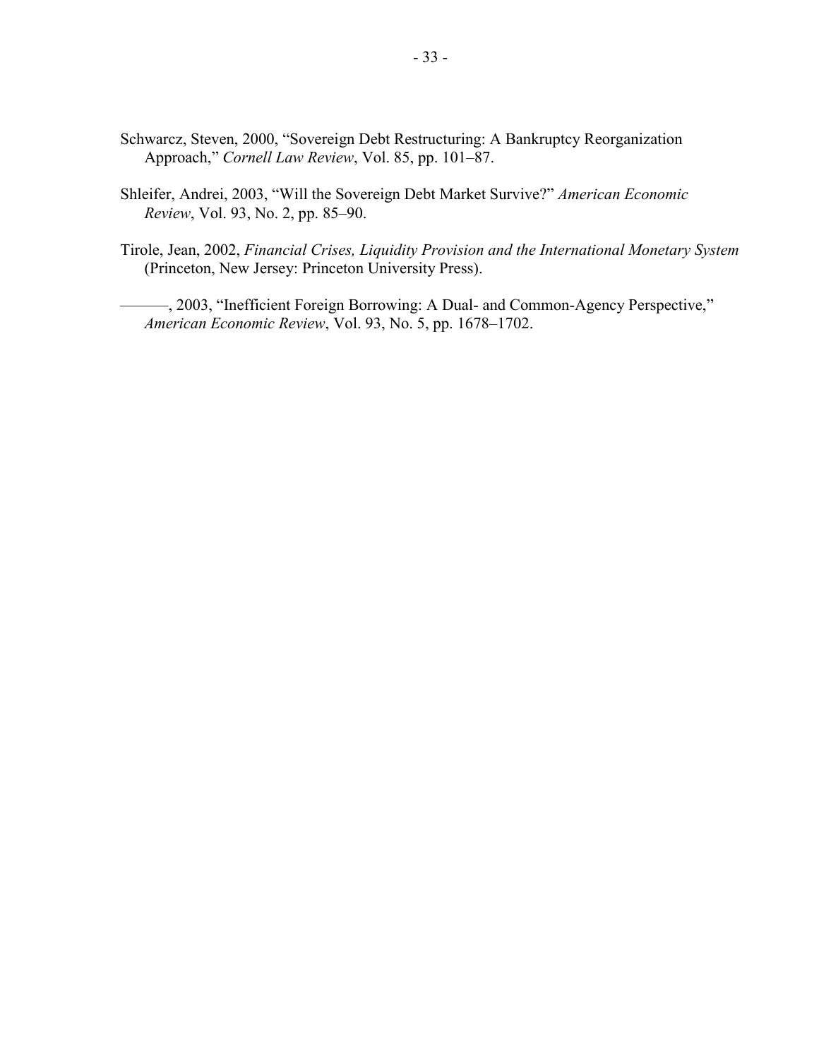Schwarcz, Steven, 2000, "Sovereign Debt Restructuring: A Bankruptcy Reorganization Approach," *Cornell Law Review*, Vol. 85, pp. 101–87.

Shleifer, Andrei, 2003, "Will the Sovereign Debt Market Survive?" *American Economic Review*, Vol. 93, No. 2, pp. 85–90.

Tirole, Jean, 2002, *Financial Crises, Liquidity Provision and the International Monetary System* (Princeton, New Jersey: Princeton University Press).

———, 2003, "Inefficient Foreign Borrowing: A Dual- and Common-Agency Perspective," *American Economic Review*, Vol. 93, No. 5, pp. 1678–1702.